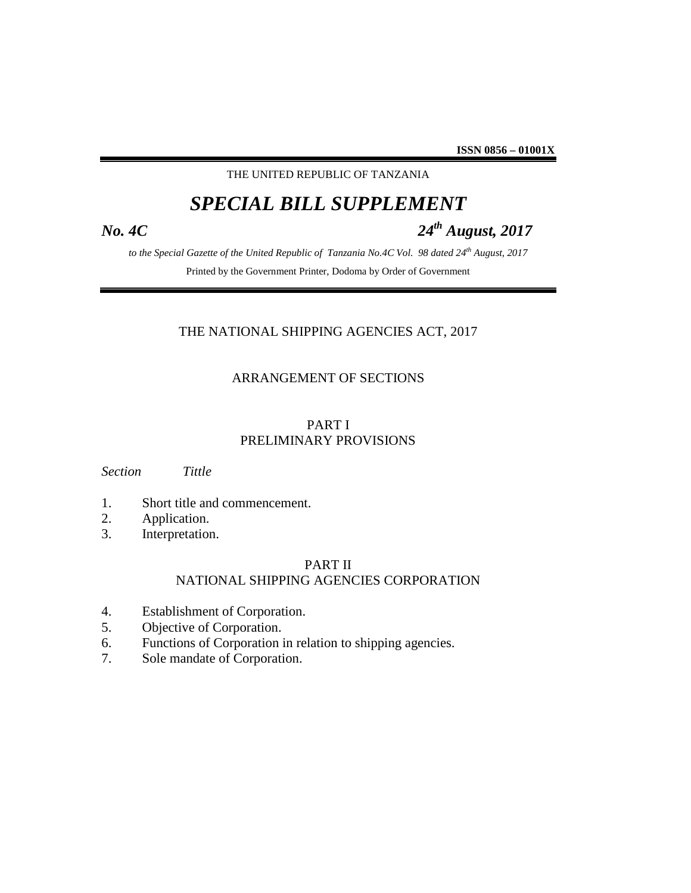**ISSN 0856 – 01001X**

THE UNITED REPUBLIC OF TANZANIA

# *SPECIAL BILL SUPPLEMENT*

***No. 4C*** ***24th August, 2017***

*to the Special Gazette of the United Republic of Tanzania No.4C Vol. 98 dated 24th August, 2017*

Printed by the Government Printer, Dodoma by Order of Government

## THE NATIONAL SHIPPING AGENCIES ACT, 2017

### ARRANGEMENT OF SECTIONS

### PART I
### PRELIMINARY PROVISIONS

*Section* *Tittle*

1. Short title and commencement.
2. Application.
3. Interpretation.

### PART II
### NATIONAL SHIPPING AGENCIES CORPORATION

4. Establishment of Corporation.
5. Objective of Corporation.
6. Functions of Corporation in relation to shipping agencies.
7. Sole mandate of Corporation.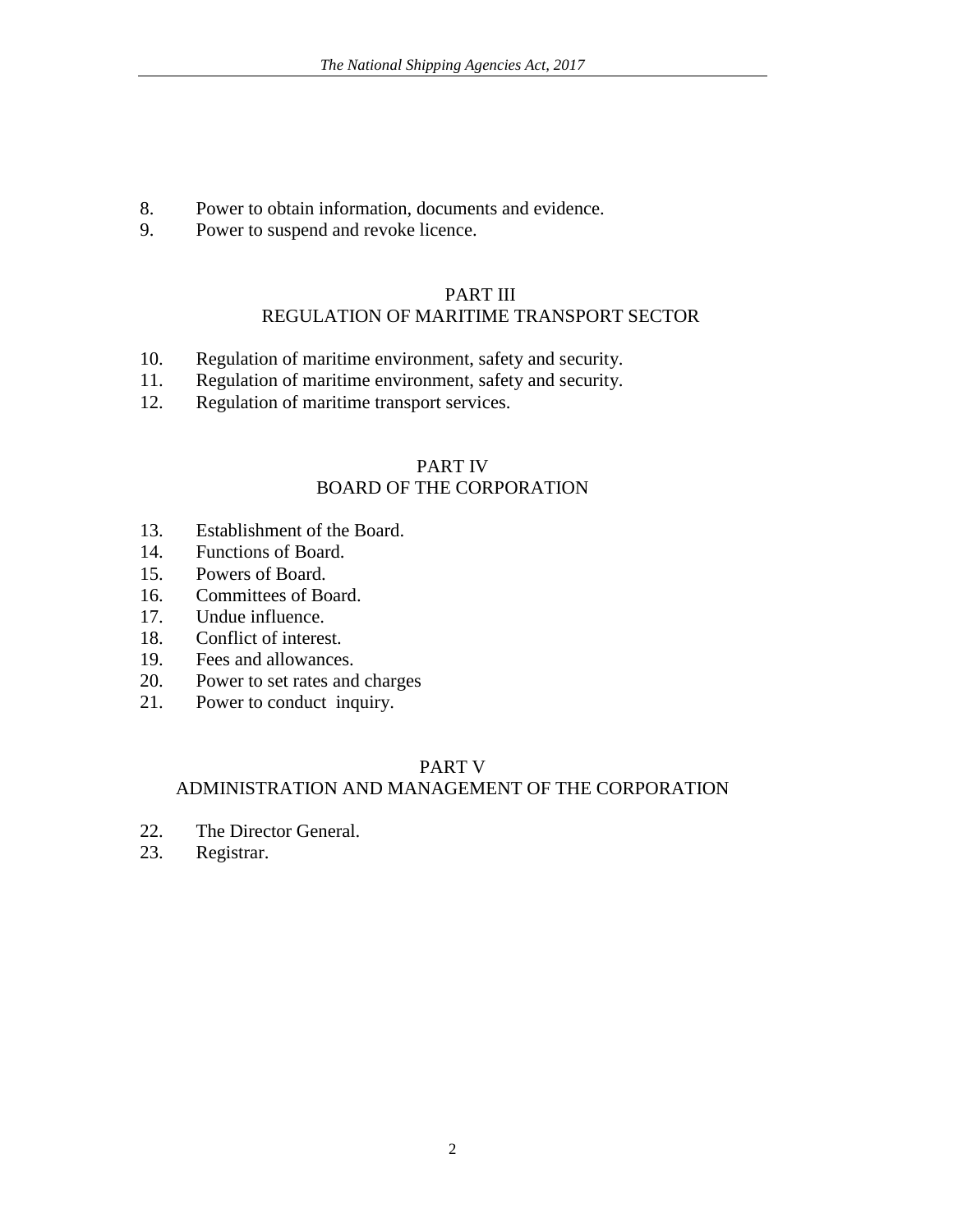8. Power to obtain information, documents and evidence.
9. Power to suspend and revoke licence.

## PART III
## REGULATION OF MARITIME TRANSPORT SECTOR

10. Regulation of maritime environment, safety and security.
11. Regulation of maritime environment, safety and security.
12. Regulation of maritime transport services.

## PART IV
## BOARD OF THE CORPORATION

13. Establishment of the Board.
14. Functions of Board.
15. Powers of Board.
16. Committees of Board.
17. Undue influence.
18. Conflict of interest.
19. Fees and allowances.
20. Power to set rates and charges
21. Power to conduct inquiry.

## PART V
## ADMINISTRATION AND MANAGEMENT OF THE CORPORATION

22. The Director General.
23. Registrar.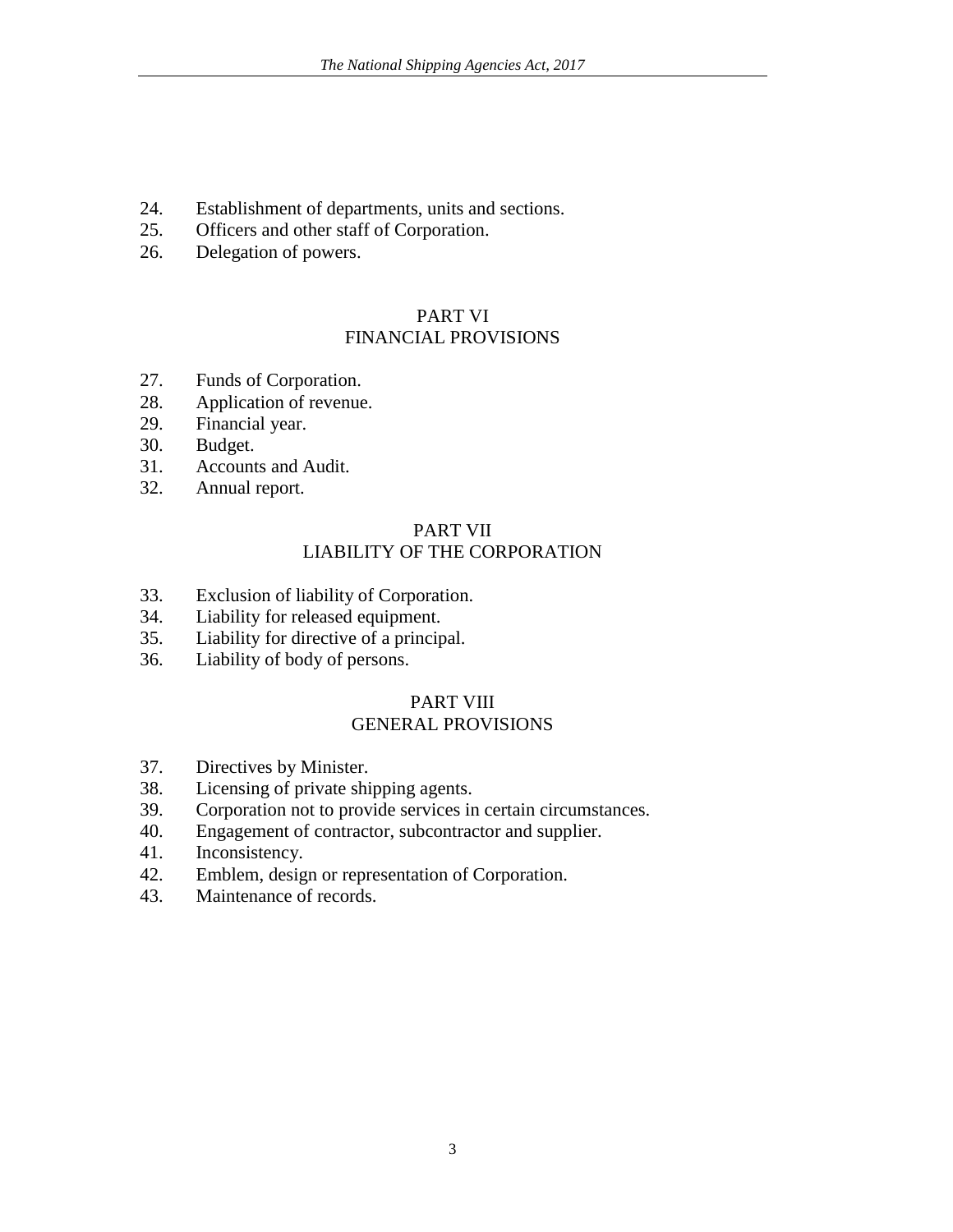24. Establishment of departments, units and sections.
25. Officers and other staff of Corporation.
26. Delegation of powers.

## PART VI
## FINANCIAL PROVISIONS

27. Funds of Corporation.
28. Application of revenue.
29. Financial year.
30. Budget.
31. Accounts and Audit.
32. Annual report.

## PART VII
## LIABILITY OF THE CORPORATION

33. Exclusion of liability of Corporation.
34. Liability for released equipment.
35. Liability for directive of a principal.
36. Liability of body of persons.

## PART VIII
## GENERAL PROVISIONS

37. Directives by Minister.
38. Licensing of private shipping agents.
39. Corporation not to provide services in certain circumstances.
40. Engagement of contractor, subcontractor and supplier.
41. Inconsistency.
42. Emblem, design or representation of Corporation.
43. Maintenance of records.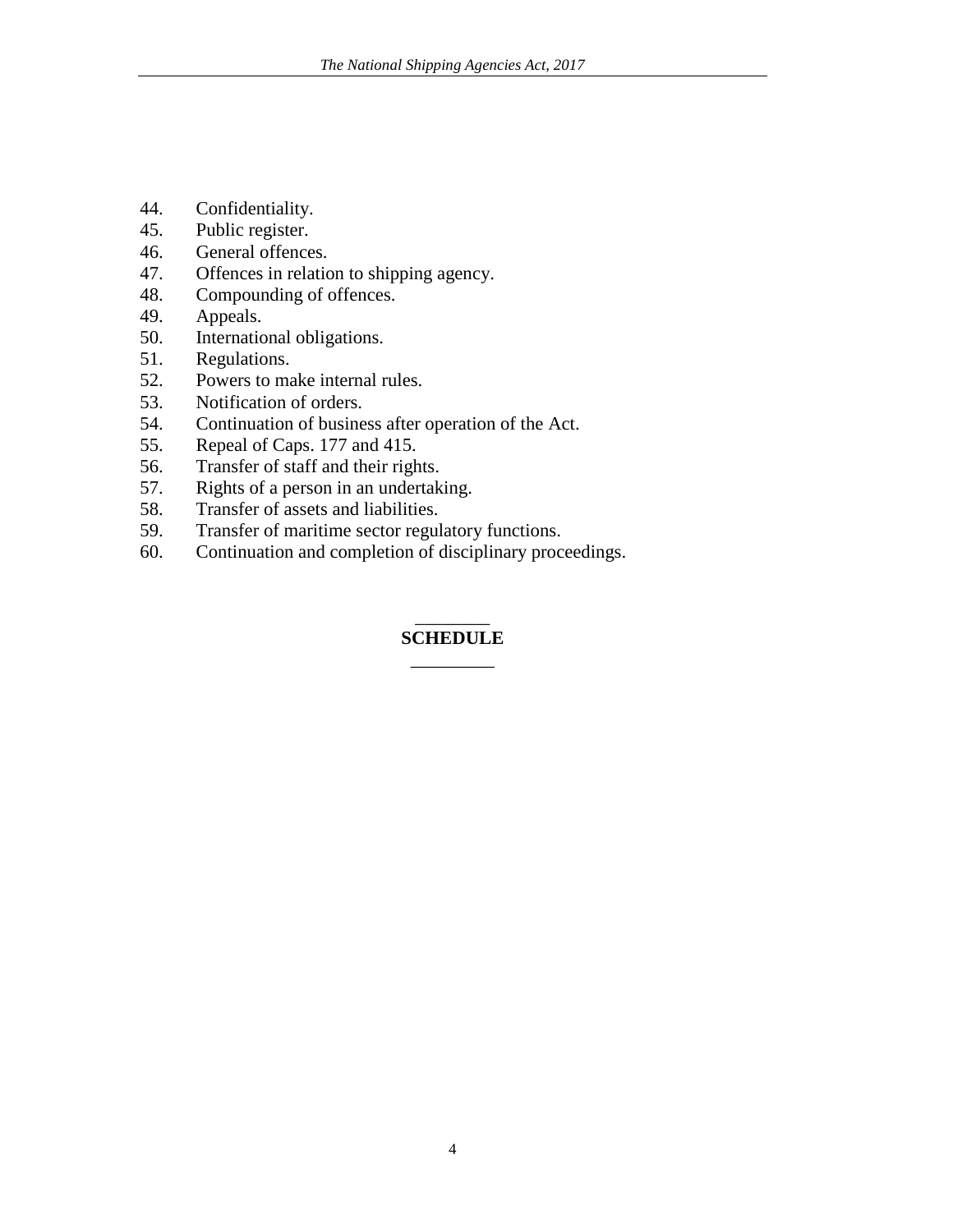44. Confidentiality.
45. Public register.
46. General offences.
47. Offences in relation to shipping agency.
48. Compounding of offences.
49. Appeals.
50. International obligations.
51. Regulations.
52. Powers to make internal rules.
53. Notification of orders.
54. Continuation of business after operation of the Act.
55. Repeal of Caps. 177 and 415.
56. Transfer of staff and their rights.
57. Rights of a person in an undertaking.
58. Transfer of assets and liabilities.
59. Transfer of maritime sector regulatory functions.
60. Continuation and completion of disciplinary proceedings.

---

**SCHEDULE**

---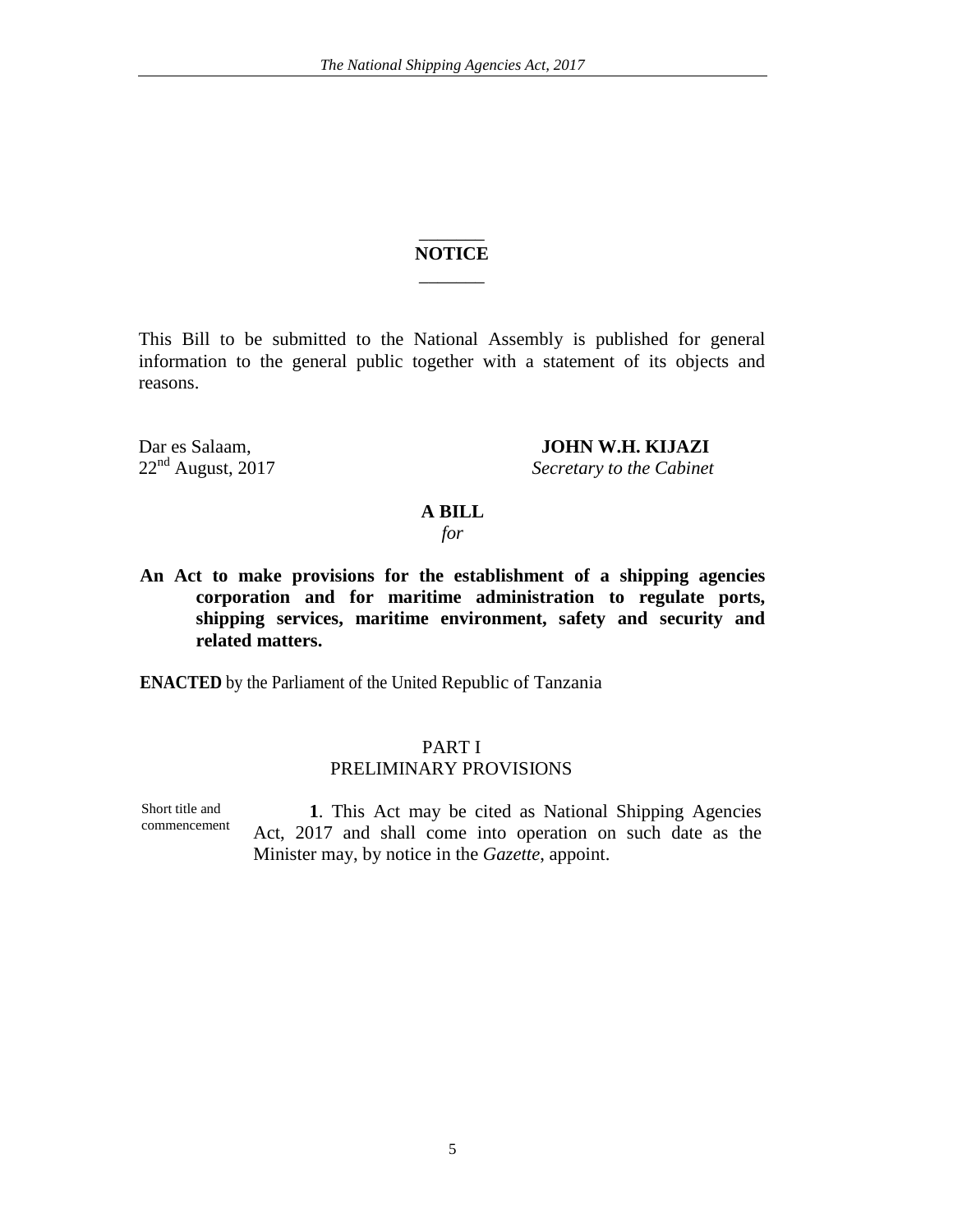## NOTICE

This Bill to be submitted to the National Assembly is published for general information to the general public together with a statement of its objects and reasons.

Dar es Salaam,
22nd August, 2017

**JOHN W.H. KIJAZI**
*Secretary to the Cabinet*

**A BILL**
*for*

**An Act to make provisions for the establishment of a shipping agencies corporation and for maritime administration to regulate ports, shipping services, maritime environment, safety and security and related matters.**

**ENACTED** by the Parliament of the United Republic of Tanzania

## PART I
## PRELIMINARY PROVISIONS

Short title and commencement

**1**. This Act may be cited as National Shipping Agencies Act, 2017 and shall come into operation on such date as the Minister may, by notice in the *Gazette*, appoint.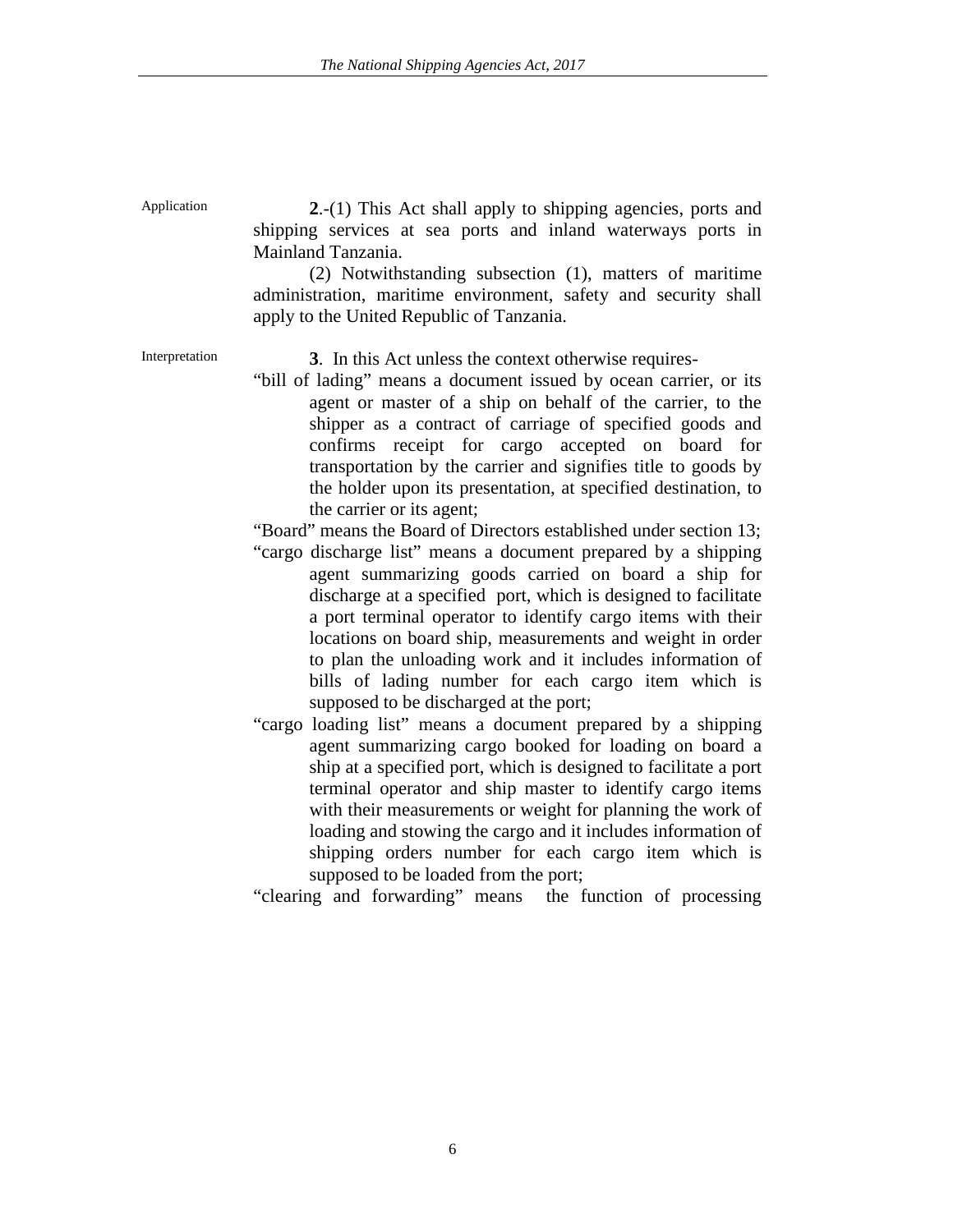Application

**2**.-(1) This Act shall apply to shipping agencies, ports and shipping services at sea ports and inland waterways ports in Mainland Tanzania.

(2) Notwithstanding subsection (1), matters of maritime administration, maritime environment, safety and security shall apply to the United Republic of Tanzania.

Interpretation

**3**. In this Act unless the context otherwise requires-

"bill of lading" means a document issued by ocean carrier, or its agent or master of a ship on behalf of the carrier, to the shipper as a contract of carriage of specified goods and confirms receipt for cargo accepted on board for transportation by the carrier and signifies title to goods by the holder upon its presentation, at specified destination, to the carrier or its agent;

"Board" means the Board of Directors established under section 13;

"cargo discharge list" means a document prepared by a shipping agent summarizing goods carried on board a ship for discharge at a specified port, which is designed to facilitate a port terminal operator to identify cargo items with their locations on board ship, measurements and weight in order to plan the unloading work and it includes information of bills of lading number for each cargo item which is supposed to be discharged at the port;

"cargo loading list" means a document prepared by a shipping agent summarizing cargo booked for loading on board a ship at a specified port, which is designed to facilitate a port terminal operator and ship master to identify cargo items with their measurements or weight for planning the work of loading and stowing the cargo and it includes information of shipping orders number for each cargo item which is supposed to be loaded from the port;

"clearing and forwarding" means the function of processing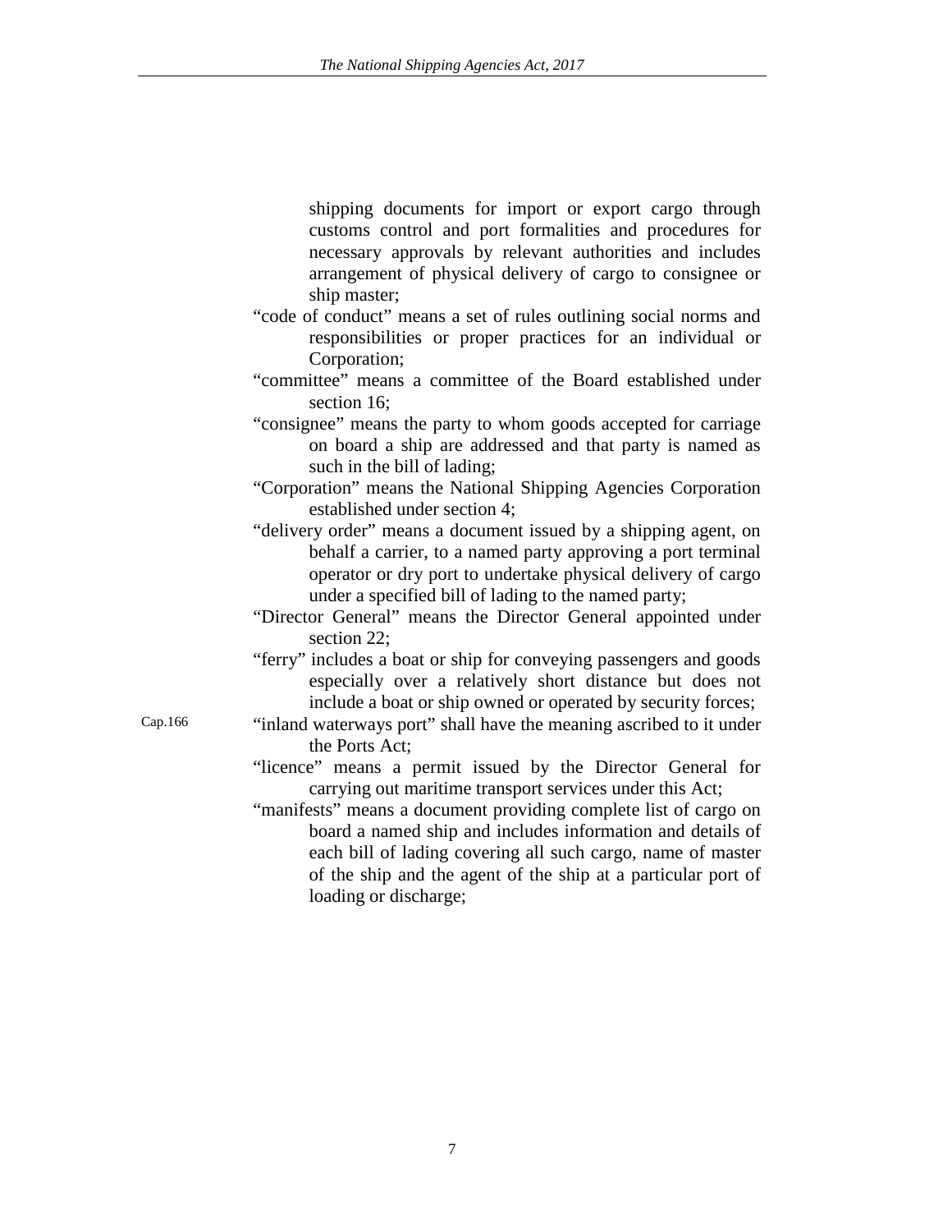shipping documents for import or export cargo through customs control and port formalities and procedures for necessary approvals by relevant authorities and includes arrangement of physical delivery of cargo to consignee or ship master;

"code of conduct" means a set of rules outlining social norms and responsibilities or proper practices for an individual or Corporation;

"committee" means a committee of the Board established under section 16;

"consignee" means the party to whom goods accepted for carriage on board a ship are addressed and that party is named as such in the bill of lading;

"Corporation" means the National Shipping Agencies Corporation established under section 4;

"delivery order" means a document issued by a shipping agent, on behalf a carrier, to a named party approving a port terminal operator or dry port to undertake physical delivery of cargo under a specified bill of lading to the named party;

"Director General" means the Director General appointed under section 22;

"ferry" includes a boat or ship for conveying passengers and goods especially over a relatively short distance but does not include a boat or ship owned or operated by security forces;

Cap.166

"inland waterways port" shall have the meaning ascribed to it under the Ports Act;

"licence" means a permit issued by the Director General for carrying out maritime transport services under this Act;

"manifests" means a document providing complete list of cargo on board a named ship and includes information and details of each bill of lading covering all such cargo, name of master of the ship and the agent of the ship at a particular port of loading or discharge;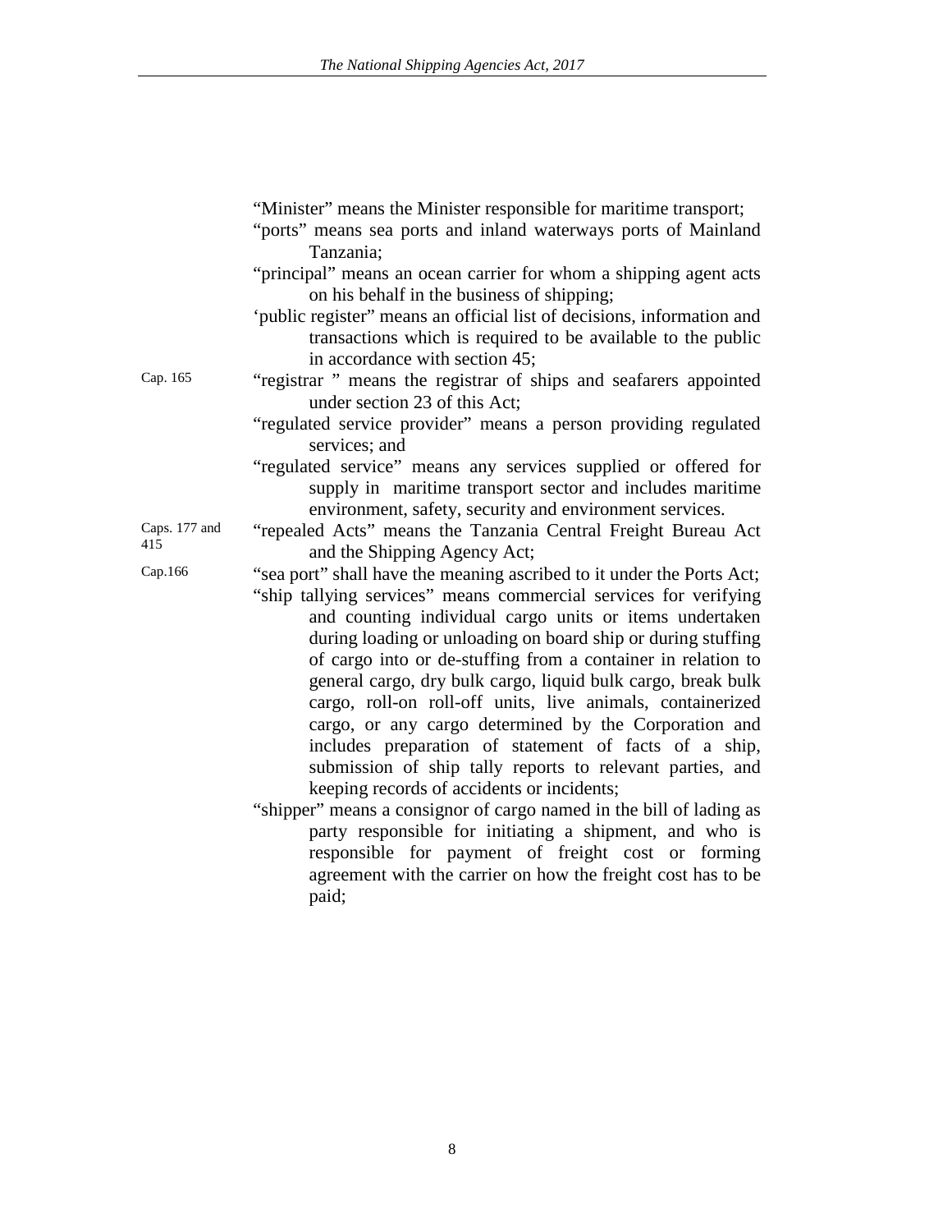"Minister" means the Minister responsible for maritime transport;

"ports" means sea ports and inland waterways ports of Mainland Tanzania;

"principal" means an ocean carrier for whom a shipping agent acts on his behalf in the business of shipping;

'public register" means an official list of decisions, information and transactions which is required to be available to the public in accordance with section 45;

Cap. 165

"registrar " means the registrar of ships and seafarers appointed under section 23 of this Act;

"regulated service provider" means a person providing regulated services; and

"regulated service" means any services supplied or offered for supply in maritime transport sector and includes maritime environment, safety, security and environment services.

Caps. 177 and 415

"repealed Acts" means the Tanzania Central Freight Bureau Act and the Shipping Agency Act;

Cap.166

"sea port" shall have the meaning ascribed to it under the Ports Act;

"ship tallying services" means commercial services for verifying and counting individual cargo units or items undertaken during loading or unloading on board ship or during stuffing of cargo into or de-stuffing from a container in relation to general cargo, dry bulk cargo, liquid bulk cargo, break bulk cargo, roll-on roll-off units, live animals, containerized cargo, or any cargo determined by the Corporation and includes preparation of statement of facts of a ship, submission of ship tally reports to relevant parties, and keeping records of accidents or incidents;

"shipper" means a consignor of cargo named in the bill of lading as party responsible for initiating a shipment, and who is responsible for payment of freight cost or forming agreement with the carrier on how the freight cost has to be paid;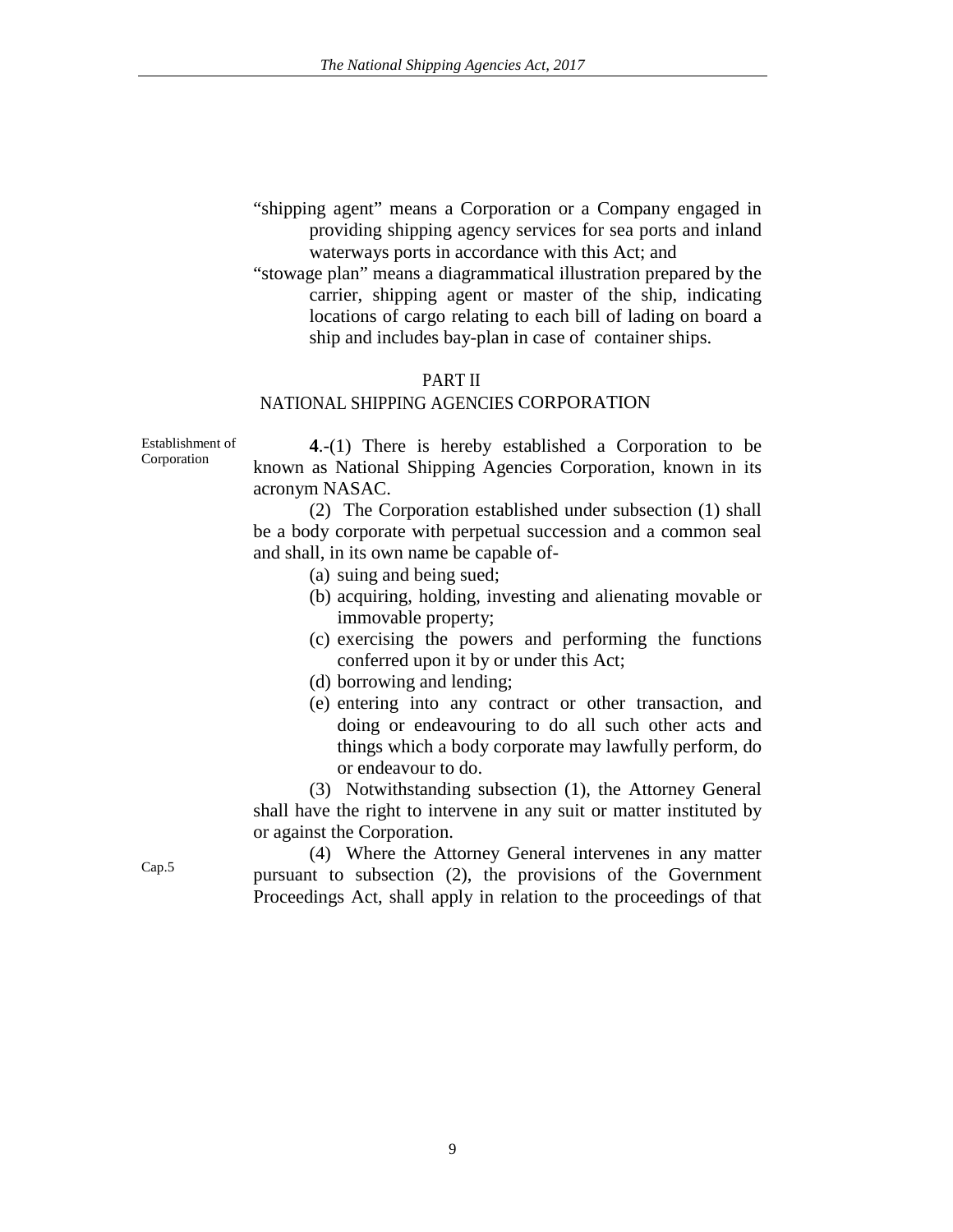"shipping agent" means a Corporation or a Company engaged in providing shipping agency services for sea ports and inland waterways ports in accordance with this Act; and

"stowage plan" means a diagrammatical illustration prepared by the carrier, shipping agent or master of the ship, indicating locations of cargo relating to each bill of lading on board a ship and includes bay-plan in case of container ships.

## PART II
## NATIONAL SHIPPING AGENCIES CORPORATION

Establishment of Corporation

**4**.-(1) There is hereby established a Corporation to be known as National Shipping Agencies Corporation, known in its acronym NASAC.

(2) The Corporation established under subsection (1) shall be a body corporate with perpetual succession and a common seal and shall, in its own name be capable of-

(a) suing and being sued;

(b) acquiring, holding, investing and alienating movable or immovable property;

(c) exercising the powers and performing the functions conferred upon it by or under this Act;

(d) borrowing and lending;

(e) entering into any contract or other transaction, and doing or endeavouring to do all such other acts and things which a body corporate may lawfully perform, do or endeavour to do.

(3) Notwithstanding subsection (1), the Attorney General shall have the right to intervene in any suit or matter instituted by or against the Corporation.

Cap.5

(4) Where the Attorney General intervenes in any matter pursuant to subsection (2), the provisions of the Government Proceedings Act, shall apply in relation to the proceedings of that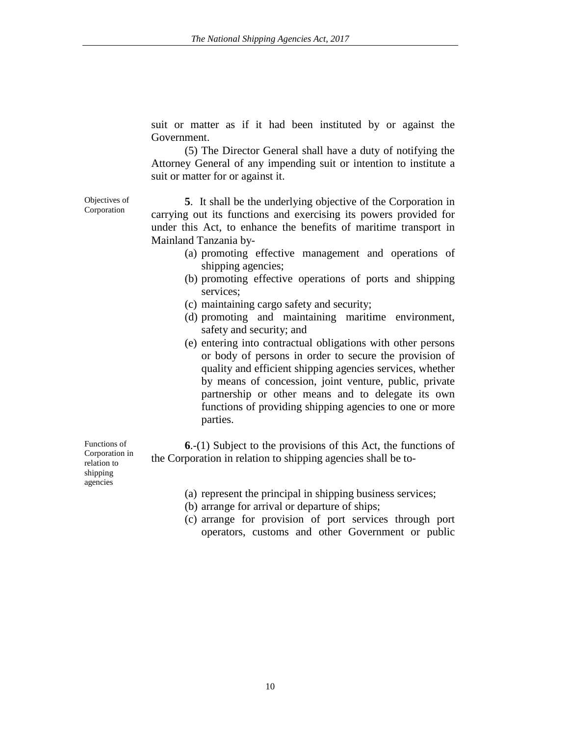suit or matter as if it had been instituted by or against the Government.

(5) The Director General shall have a duty of notifying the Attorney General of any impending suit or intention to institute a suit or matter for or against it.

Objectives of Corporation

**5**. It shall be the underlying objective of the Corporation in carrying out its functions and exercising its powers provided for under this Act, to enhance the benefits of maritime transport in Mainland Tanzania by-

(a) promoting effective management and operations of shipping agencies;
(b) promoting effective operations of ports and shipping services;
(c) maintaining cargo safety and security;
(d) promoting and maintaining maritime environment, safety and security; and
(e) entering into contractual obligations with other persons or body of persons in order to secure the provision of quality and efficient shipping agencies services, whether by means of concession, joint venture, public, private partnership or other means and to delegate its own functions of providing shipping agencies to one or more parties.

Functions of Corporation in relation to shipping agencies

**6**.-(1) Subject to the provisions of this Act, the functions of the Corporation in relation to shipping agencies shall be to-

(a) represent the principal in shipping business services;
(b) arrange for arrival or departure of ships;
(c) arrange for provision of port services through port operators, customs and other Government or public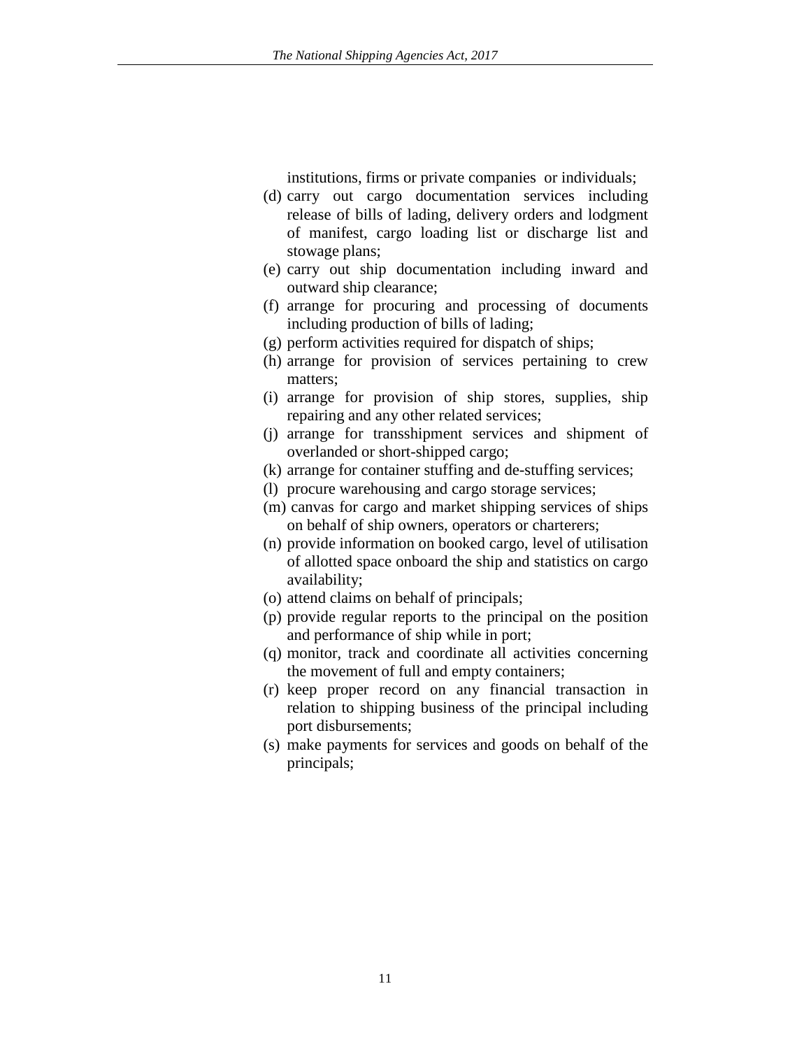institutions, firms or private companies or individuals;

(d) carry out cargo documentation services including release of bills of lading, delivery orders and lodgment of manifest, cargo loading list or discharge list and stowage plans;

(e) carry out ship documentation including inward and outward ship clearance;

(f) arrange for procuring and processing of documents including production of bills of lading;

(g) perform activities required for dispatch of ships;

(h) arrange for provision of services pertaining to crew matters;

(i) arrange for provision of ship stores, supplies, ship repairing and any other related services;

(j) arrange for transshipment services and shipment of overlanded or short-shipped cargo;

(k) arrange for container stuffing and de-stuffing services;

(l) procure warehousing and cargo storage services;

(m) canvas for cargo and market shipping services of ships on behalf of ship owners, operators or charterers;

(n) provide information on booked cargo, level of utilisation of allotted space onboard the ship and statistics on cargo availability;

(o) attend claims on behalf of principals;

(p) provide regular reports to the principal on the position and performance of ship while in port;

(q) monitor, track and coordinate all activities concerning the movement of full and empty containers;

(r) keep proper record on any financial transaction in relation to shipping business of the principal including port disbursements;

(s) make payments for services and goods on behalf of the principals;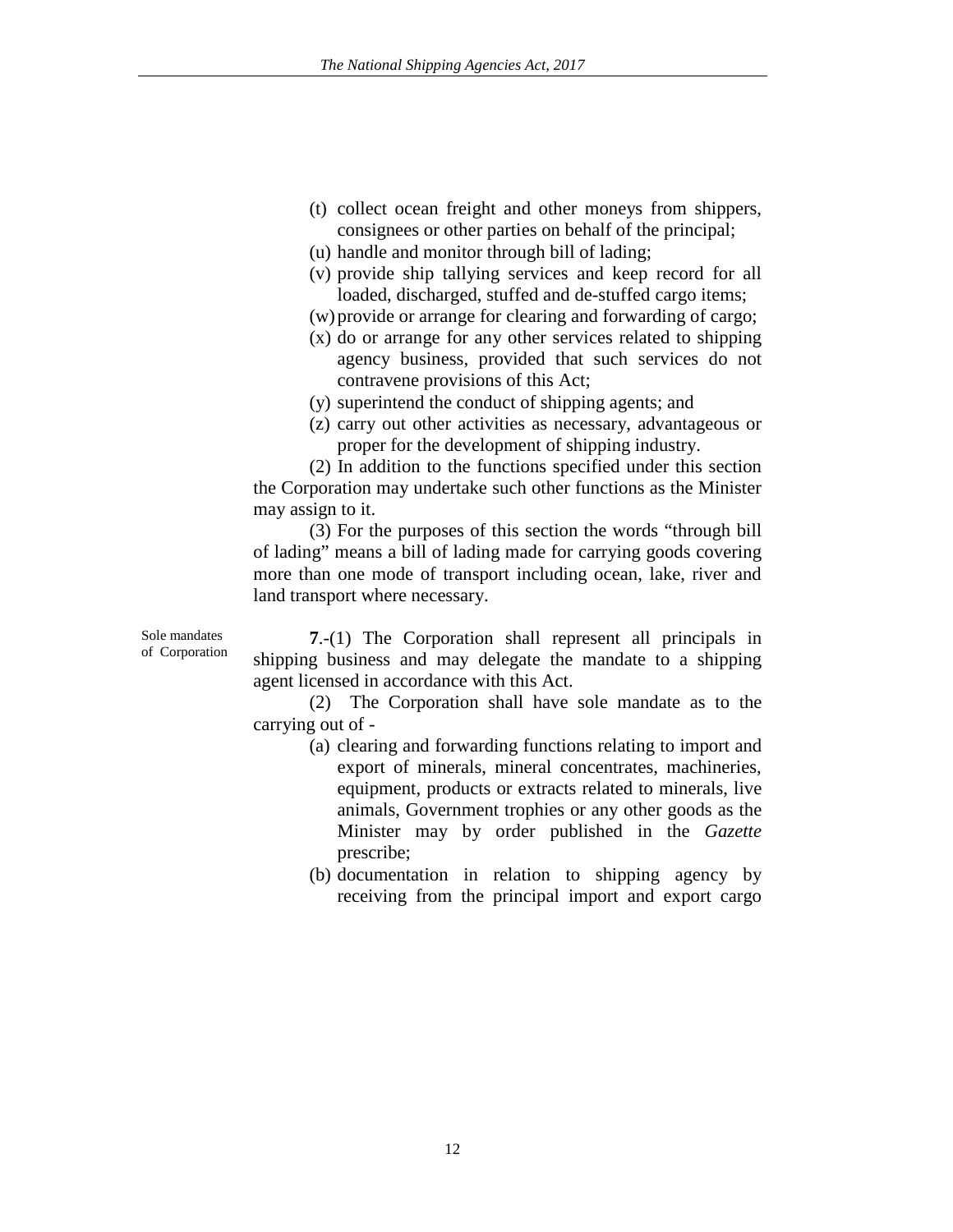(t) collect ocean freight and other moneys from shippers, consignees or other parties on behalf of the principal;

(u) handle and monitor through bill of lading;

(v) provide ship tallying services and keep record for all loaded, discharged, stuffed and de-stuffed cargo items;

(w) provide or arrange for clearing and forwarding of cargo;

(x) do or arrange for any other services related to shipping agency business, provided that such services do not contravene provisions of this Act;

(y) superintend the conduct of shipping agents; and

(z) carry out other activities as necessary, advantageous or proper for the development of shipping industry.

(2) In addition to the functions specified under this section the Corporation may undertake such other functions as the Minister may assign to it.

(3) For the purposes of this section the words "through bill of lading" means a bill of lading made for carrying goods covering more than one mode of transport including ocean, lake, river and land transport where necessary.

Sole mandates of Corporation

**7**.-(1) The Corporation shall represent all principals in shipping business and may delegate the mandate to a shipping agent licensed in accordance with this Act.

(2) The Corporation shall have sole mandate as to the carrying out of -

(a) clearing and forwarding functions relating to import and export of minerals, mineral concentrates, machineries, equipment, products or extracts related to minerals, live animals, Government trophies or any other goods as the Minister may by order published in the *Gazette* prescribe;

(b) documentation in relation to shipping agency by receiving from the principal import and export cargo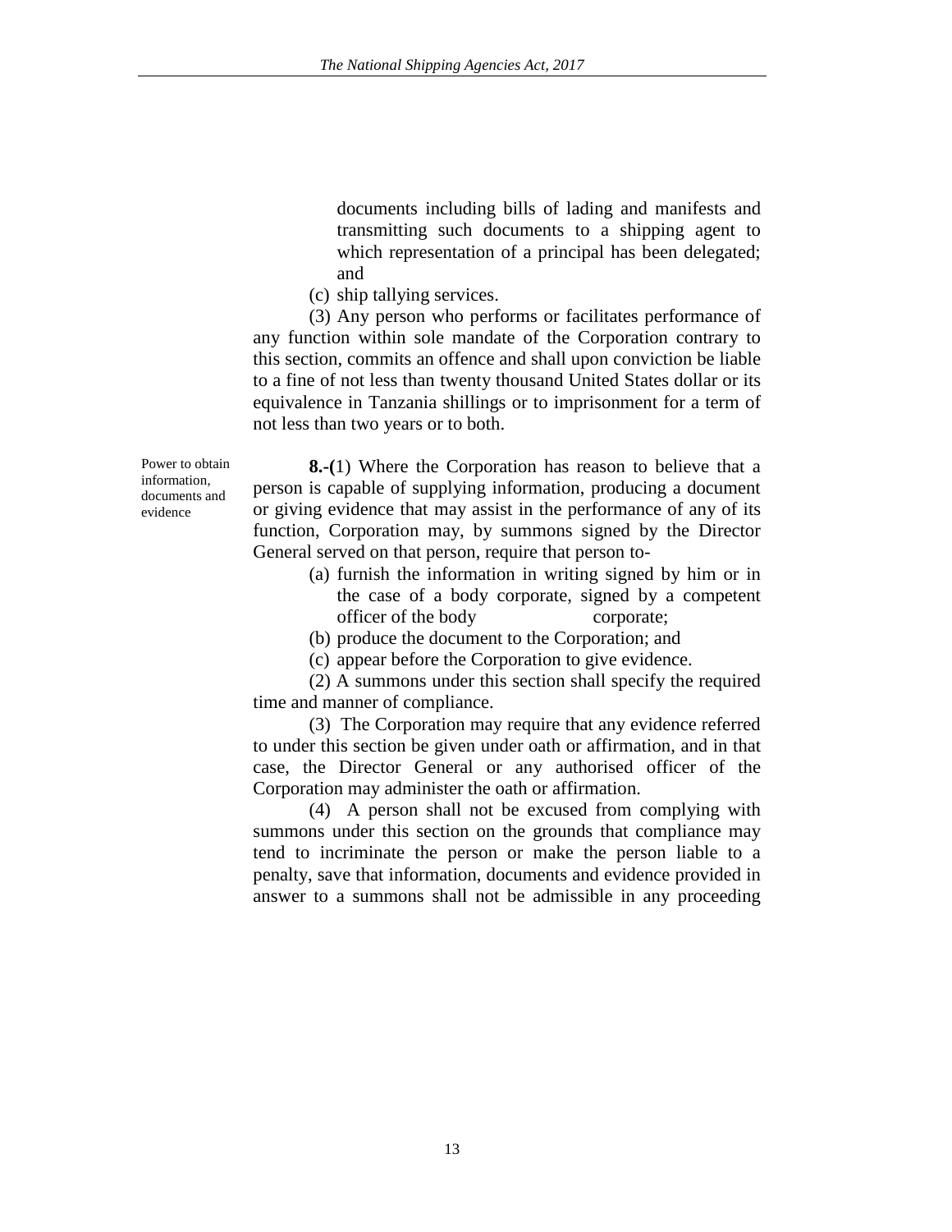documents including bills of lading and manifests and transmitting such documents to a shipping agent to which representation of a principal has been delegated; and

(c) ship tallying services.

(3) Any person who performs or facilitates performance of any function within sole mandate of the Corporation contrary to this section, commits an offence and shall upon conviction be liable to a fine of not less than twenty thousand United States dollar or its equivalence in Tanzania shillings or to imprisonment for a term of not less than two years or to both.

Power to obtain information, documents and evidence

**8.-(**1) Where the Corporation has reason to believe that a person is capable of supplying information, producing a document or giving evidence that may assist in the performance of any of its function, Corporation may, by summons signed by the Director General served on that person, require that person to-

(a) furnish the information in writing signed by him or in the case of a body corporate, signed by a competent officer of the body corporate;

(b) produce the document to the Corporation; and

(c) appear before the Corporation to give evidence.

(2) A summons under this section shall specify the required time and manner of compliance.

(3) The Corporation may require that any evidence referred to under this section be given under oath or affirmation, and in that case, the Director General or any authorised officer of the Corporation may administer the oath or affirmation.

(4) A person shall not be excused from complying with summons under this section on the grounds that compliance may tend to incriminate the person or make the person liable to a penalty, save that information, documents and evidence provided in answer to a summons shall not be admissible in any proceeding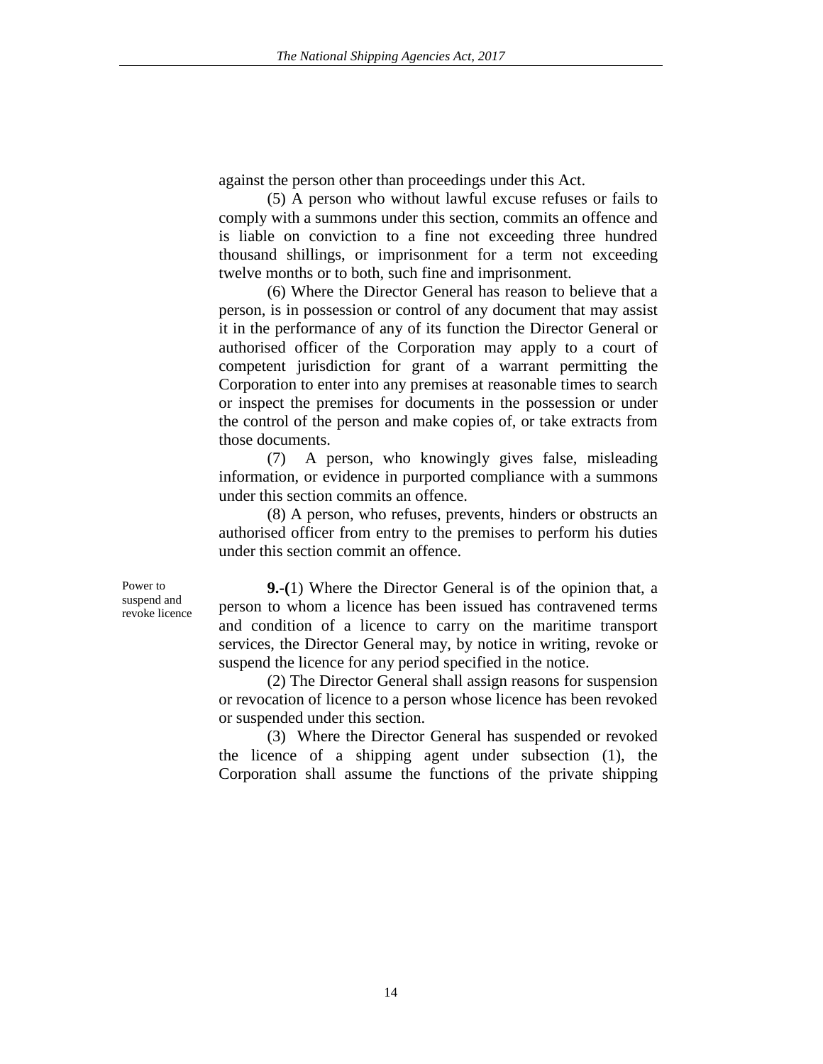against the person other than proceedings under this Act.

(5) A person who without lawful excuse refuses or fails to comply with a summons under this section, commits an offence and is liable on conviction to a fine not exceeding three hundred thousand shillings, or imprisonment for a term not exceeding twelve months or to both, such fine and imprisonment.

(6) Where the Director General has reason to believe that a person, is in possession or control of any document that may assist it in the performance of any of its function the Director General or authorised officer of the Corporation may apply to a court of competent jurisdiction for grant of a warrant permitting the Corporation to enter into any premises at reasonable times to search or inspect the premises for documents in the possession or under the control of the person and make copies of, or take extracts from those documents.

(7) A person, who knowingly gives false, misleading information, or evidence in purported compliance with a summons under this section commits an offence.

(8) A person, who refuses, prevents, hinders or obstructs an authorised officer from entry to the premises to perform his duties under this section commit an offence.

Power to suspend and revoke licence

**9.-(**1) Where the Director General is of the opinion that, a person to whom a licence has been issued has contravened terms and condition of a licence to carry on the maritime transport services, the Director General may, by notice in writing, revoke or suspend the licence for any period specified in the notice.

(2) The Director General shall assign reasons for suspension or revocation of licence to a person whose licence has been revoked or suspended under this section.

(3) Where the Director General has suspended or revoked the licence of a shipping agent under subsection (1), the Corporation shall assume the functions of the private shipping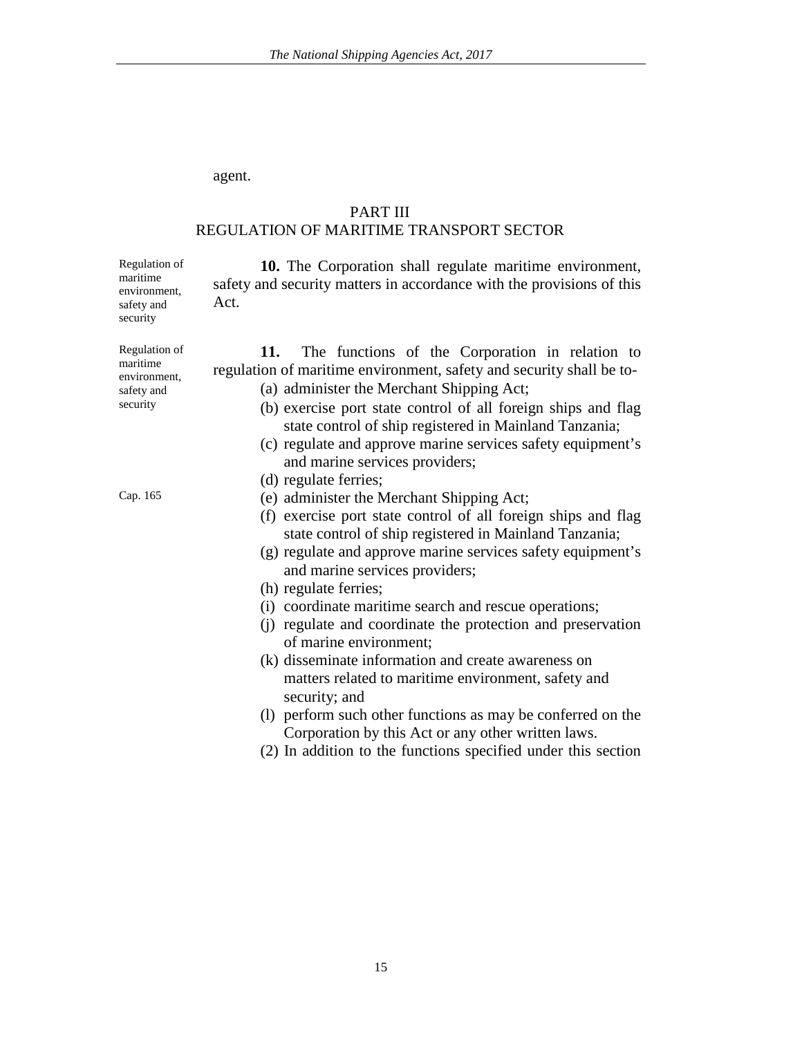agent.

## PART III
## REGULATION OF MARITIME TRANSPORT SECTOR

Regulation of maritime environment, safety and security

**10.** The Corporation shall regulate maritime environment, safety and security matters in accordance with the provisions of this Act.

Regulation of maritime environment, safety and security

**11.** The functions of the Corporation in relation to regulation of maritime environment, safety and security shall be to-

(a) administer the Merchant Shipping Act;
(b) exercise port state control of all foreign ships and flag state control of ship registered in Mainland Tanzania;
(c) regulate and approve marine services safety equipment's and marine services providers;
(d) regulate ferries;

Cap. 165

(e) administer the Merchant Shipping Act;
(f) exercise port state control of all foreign ships and flag state control of ship registered in Mainland Tanzania;
(g) regulate and approve marine services safety equipment's and marine services providers;
(h) regulate ferries;
(i) coordinate maritime search and rescue operations;
(j) regulate and coordinate the protection and preservation of marine environment;
(k) disseminate information and create awareness on matters related to maritime environment, safety and security; and
(l) perform such other functions as may be conferred on the Corporation by this Act or any other written laws.

(2) In addition to the functions specified under this section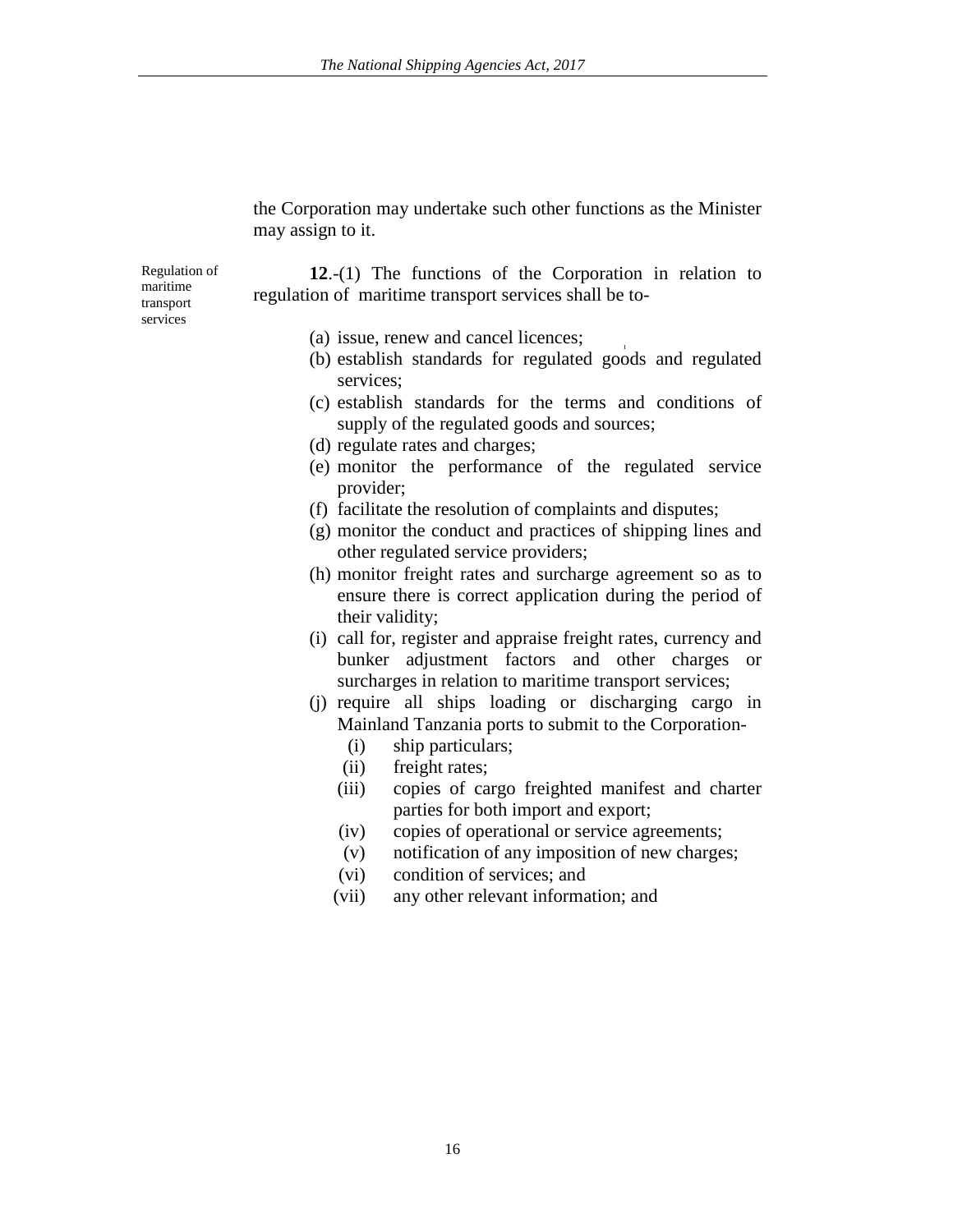the Corporation may undertake such other functions as the Minister may assign to it.

Regulation of maritime transport services

**12**.-(1) The functions of the Corporation in relation to regulation of maritime transport services shall be to-

(a) issue, renew and cancel licences;

(b) establish standards for regulated goods and regulated services;

(c) establish standards for the terms and conditions of supply of the regulated goods and sources;

(d) regulate rates and charges;

(e) monitor the performance of the regulated service provider;

(f) facilitate the resolution of complaints and disputes;

(g) monitor the conduct and practices of shipping lines and other regulated service providers;

(h) monitor freight rates and surcharge agreement so as to ensure there is correct application during the period of their validity;

(i) call for, register and appraise freight rates, currency and bunker adjustment factors and other charges or surcharges in relation to maritime transport services;

(j) require all ships loading or discharging cargo in Mainland Tanzania ports to submit to the Corporation-

  (i) ship particulars;

  (ii) freight rates;

  (iii) copies of cargo freighted manifest and charter parties for both import and export;

  (iv) copies of operational or service agreements;

  (v) notification of any imposition of new charges;

  (vi) condition of services; and

  (vii) any other relevant information; and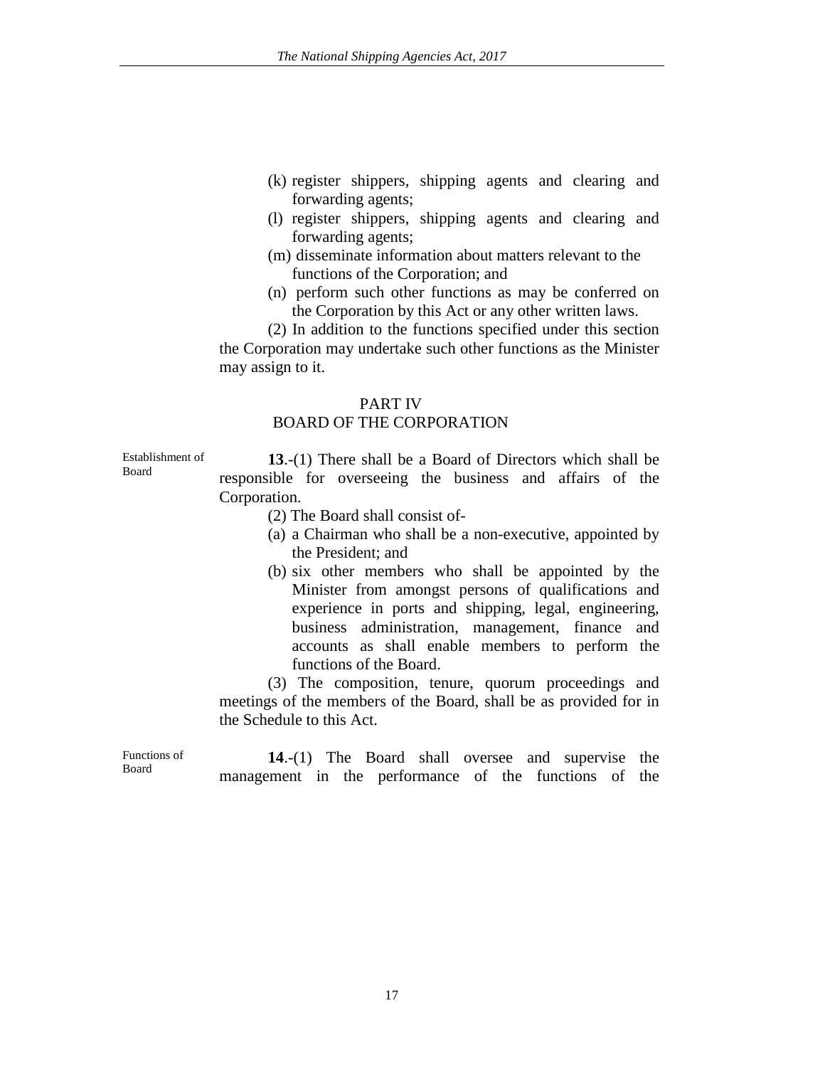(k) register shippers, shipping agents and clearing and forwarding agents;

(l) register shippers, shipping agents and clearing and forwarding agents;

(m) disseminate information about matters relevant to the functions of the Corporation; and

(n) perform such other functions as may be conferred on the Corporation by this Act or any other written laws.

(2) In addition to the functions specified under this section the Corporation may undertake such other functions as the Minister may assign to it.

## PART IV
## BOARD OF THE CORPORATION

Establishment of Board

**13**.-(1) There shall be a Board of Directors which shall be responsible for overseeing the business and affairs of the Corporation.

(2) The Board shall consist of-

(a) a Chairman who shall be a non-executive, appointed by the President; and

(b) six other members who shall be appointed by the Minister from amongst persons of qualifications and experience in ports and shipping, legal, engineering, business administration, management, finance and accounts as shall enable members to perform the functions of the Board.

(3) The composition, tenure, quorum proceedings and meetings of the members of the Board, shall be as provided for in the Schedule to this Act.

Functions of Board

**14**.-(1) The Board shall oversee and supervise the management in the performance of the functions of the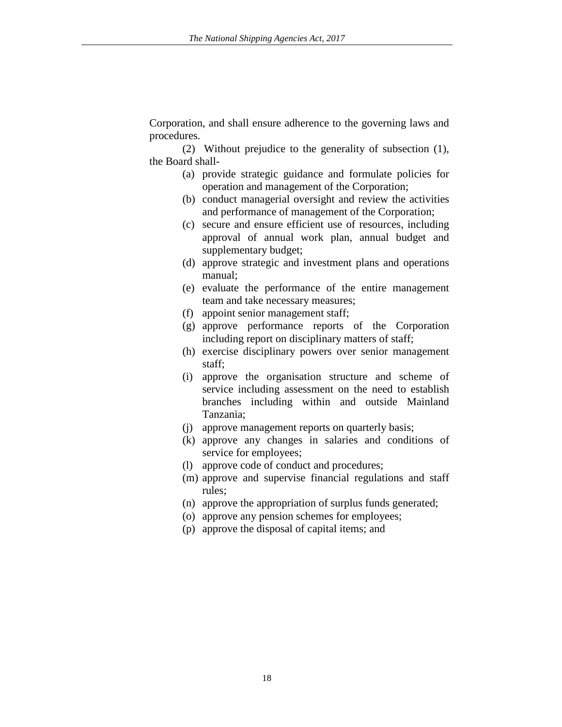Corporation, and shall ensure adherence to the governing laws and procedures.

(2) Without prejudice to the generality of subsection (1), the Board shall-

- (a) provide strategic guidance and formulate policies for operation and management of the Corporation;
- (b) conduct managerial oversight and review the activities and performance of management of the Corporation;
- (c) secure and ensure efficient use of resources, including approval of annual work plan, annual budget and supplementary budget;
- (d) approve strategic and investment plans and operations manual;
- (e) evaluate the performance of the entire management team and take necessary measures;
- (f) appoint senior management staff;
- (g) approve performance reports of the Corporation including report on disciplinary matters of staff;
- (h) exercise disciplinary powers over senior management staff;
- (i) approve the organisation structure and scheme of service including assessment on the need to establish branches including within and outside Mainland Tanzania;
- (j) approve management reports on quarterly basis;
- (k) approve any changes in salaries and conditions of service for employees;
- (l) approve code of conduct and procedures;
- (m) approve and supervise financial regulations and staff rules;
- (n) approve the appropriation of surplus funds generated;
- (o) approve any pension schemes for employees;
- (p) approve the disposal of capital items; and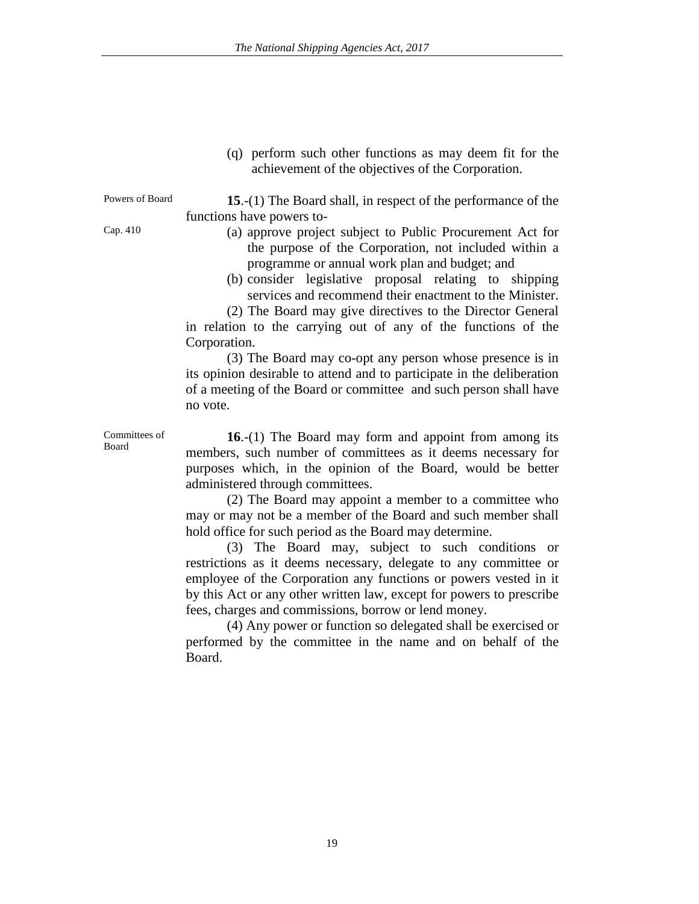(q) perform such other functions as may deem fit for the achievement of the objectives of the Corporation.

Powers of Board

**15**.-(1) The Board shall, in respect of the performance of the functions have powers to-

Cap. 410

(a) approve project subject to Public Procurement Act for the purpose of the Corporation, not included within a programme or annual work plan and budget; and

(b) consider legislative proposal relating to shipping services and recommend their enactment to the Minister.

(2) The Board may give directives to the Director General in relation to the carrying out of any of the functions of the Corporation.

(3) The Board may co-opt any person whose presence is in its opinion desirable to attend and to participate in the deliberation of a meeting of the Board or committee and such person shall have no vote.

Committees of Board

**16**.-(1) The Board may form and appoint from among its members, such number of committees as it deems necessary for purposes which, in the opinion of the Board, would be better administered through committees.

(2) The Board may appoint a member to a committee who may or may not be a member of the Board and such member shall hold office for such period as the Board may determine.

(3) The Board may, subject to such conditions or restrictions as it deems necessary, delegate to any committee or employee of the Corporation any functions or powers vested in it by this Act or any other written law, except for powers to prescribe fees, charges and commissions, borrow or lend money.

(4) Any power or function so delegated shall be exercised or performed by the committee in the name and on behalf of the Board.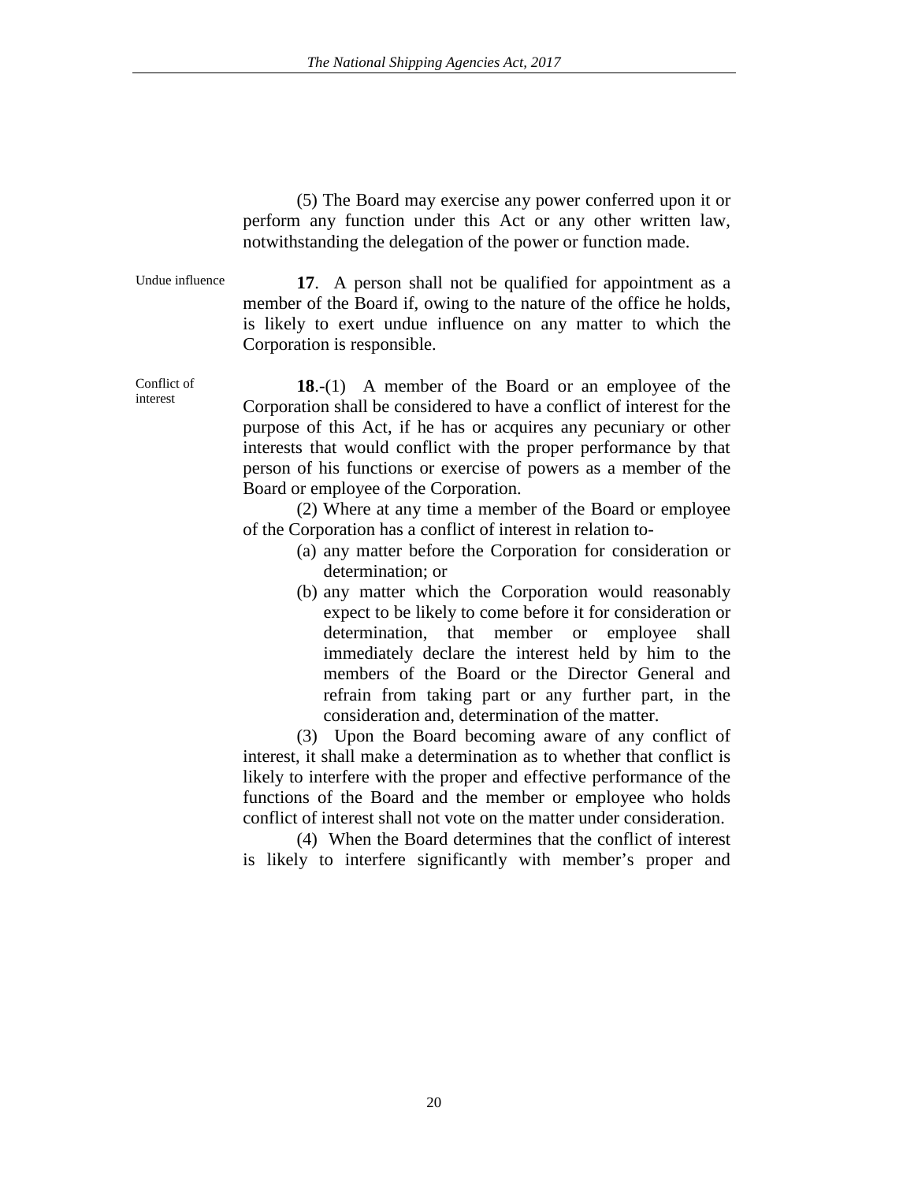(5) The Board may exercise any power conferred upon it or perform any function under this Act or any other written law, notwithstanding the delegation of the power or function made.

Undue influence

**17**. A person shall not be qualified for appointment as a member of the Board if, owing to the nature of the office he holds, is likely to exert undue influence on any matter to which the Corporation is responsible.

Conflict of interest

**18**.-(1) A member of the Board or an employee of the Corporation shall be considered to have a conflict of interest for the purpose of this Act, if he has or acquires any pecuniary or other interests that would conflict with the proper performance by that person of his functions or exercise of powers as a member of the Board or employee of the Corporation.

(2) Where at any time a member of the Board or employee of the Corporation has a conflict of interest in relation to-

(a) any matter before the Corporation for consideration or determination; or

(b) any matter which the Corporation would reasonably expect to be likely to come before it for consideration or determination, that member or employee shall immediately declare the interest held by him to the members of the Board or the Director General and refrain from taking part or any further part, in the consideration and, determination of the matter.

(3) Upon the Board becoming aware of any conflict of interest, it shall make a determination as to whether that conflict is likely to interfere with the proper and effective performance of the functions of the Board and the member or employee who holds conflict of interest shall not vote on the matter under consideration.

(4) When the Board determines that the conflict of interest is likely to interfere significantly with member's proper and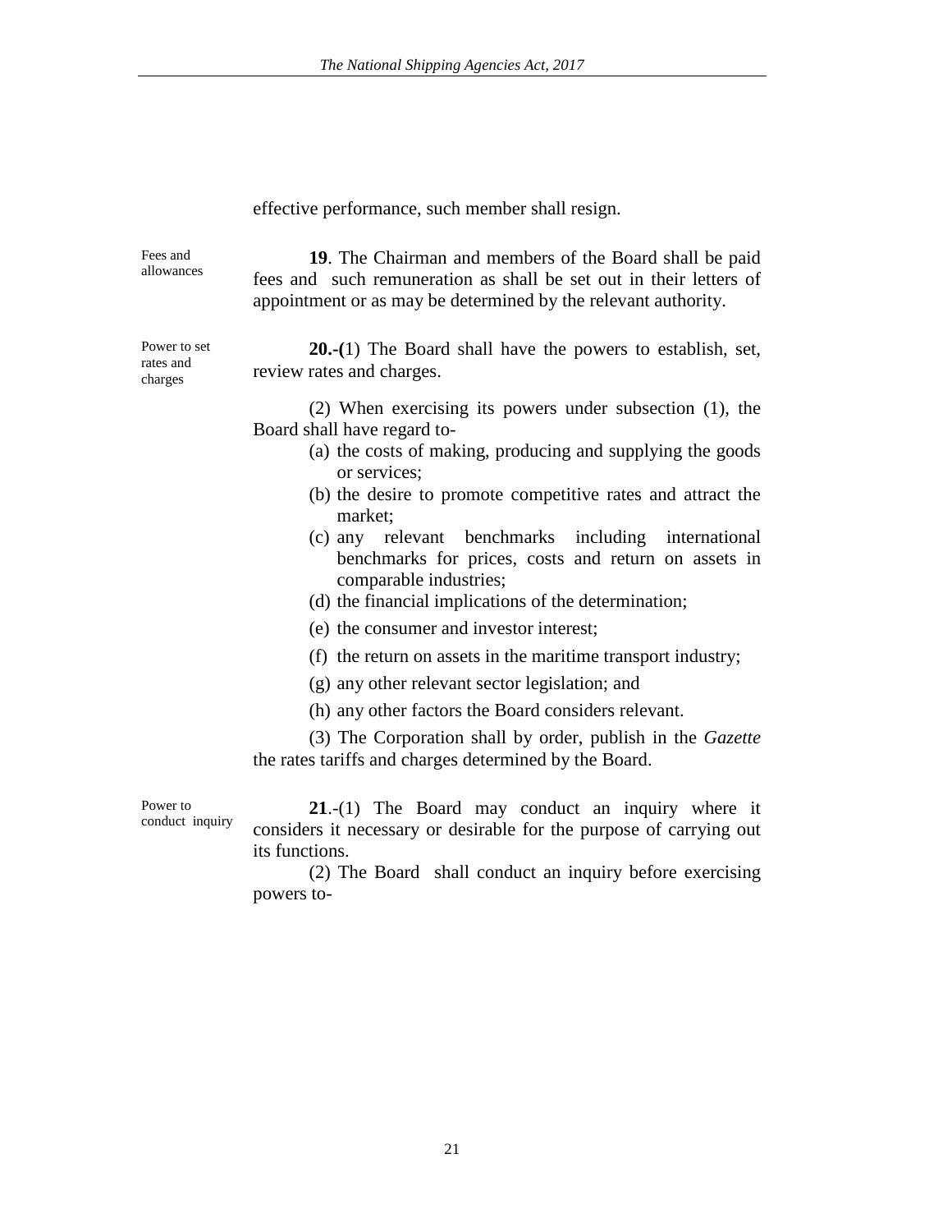effective performance, such member shall resign.

Fees and allowances

**19**. The Chairman and members of the Board shall be paid fees and such remuneration as shall be set out in their letters of appointment or as may be determined by the relevant authority.

Power to set rates and charges

**20.-(**1) The Board shall have the powers to establish, set, review rates and charges.

(2) When exercising its powers under subsection (1), the Board shall have regard to-

(a) the costs of making, producing and supplying the goods or services;

(b) the desire to promote competitive rates and attract the market;

(c) any relevant benchmarks including international benchmarks for prices, costs and return on assets in comparable industries;

(d) the financial implications of the determination;

(e) the consumer and investor interest;

(f) the return on assets in the maritime transport industry;

(g) any other relevant sector legislation; and

(h) any other factors the Board considers relevant.

(3) The Corporation shall by order, publish in the *Gazette* the rates tariffs and charges determined by the Board.

Power to conduct inquiry

**21**.-(1) The Board may conduct an inquiry where it considers it necessary or desirable for the purpose of carrying out its functions.

(2) The Board shall conduct an inquiry before exercising powers to-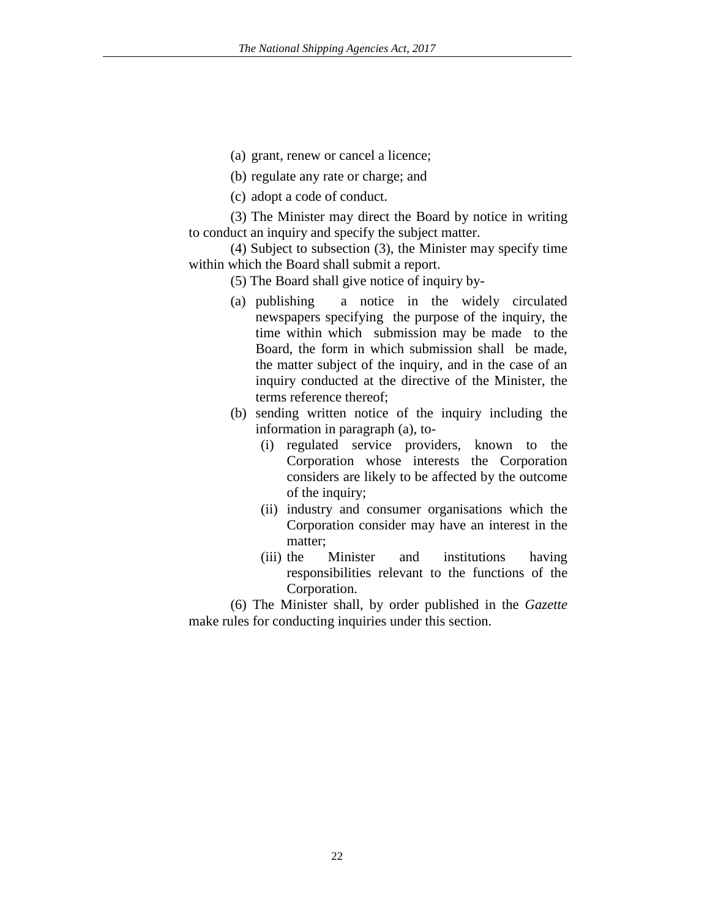(a) grant, renew or cancel a licence;

(b) regulate any rate or charge; and

(c) adopt a code of conduct.

(3) The Minister may direct the Board by notice in writing to conduct an inquiry and specify the subject matter.

(4) Subject to subsection (3), the Minister may specify time within which the Board shall submit a report.

(5) The Board shall give notice of inquiry by-

(a) publishing a notice in the widely circulated newspapers specifying the purpose of the inquiry, the time within which submission may be made to the Board, the form in which submission shall be made, the matter subject of the inquiry, and in the case of an inquiry conducted at the directive of the Minister, the terms reference thereof;

(b) sending written notice of the inquiry including the information in paragraph (a), to-

   (i) regulated service providers, known to the Corporation whose interests the Corporation considers are likely to be affected by the outcome of the inquiry;

   (ii) industry and consumer organisations which the Corporation consider may have an interest in the matter;

   (iii) the Minister and institutions having responsibilities relevant to the functions of the Corporation.

(6) The Minister shall, by order published in the *Gazette* make rules for conducting inquiries under this section.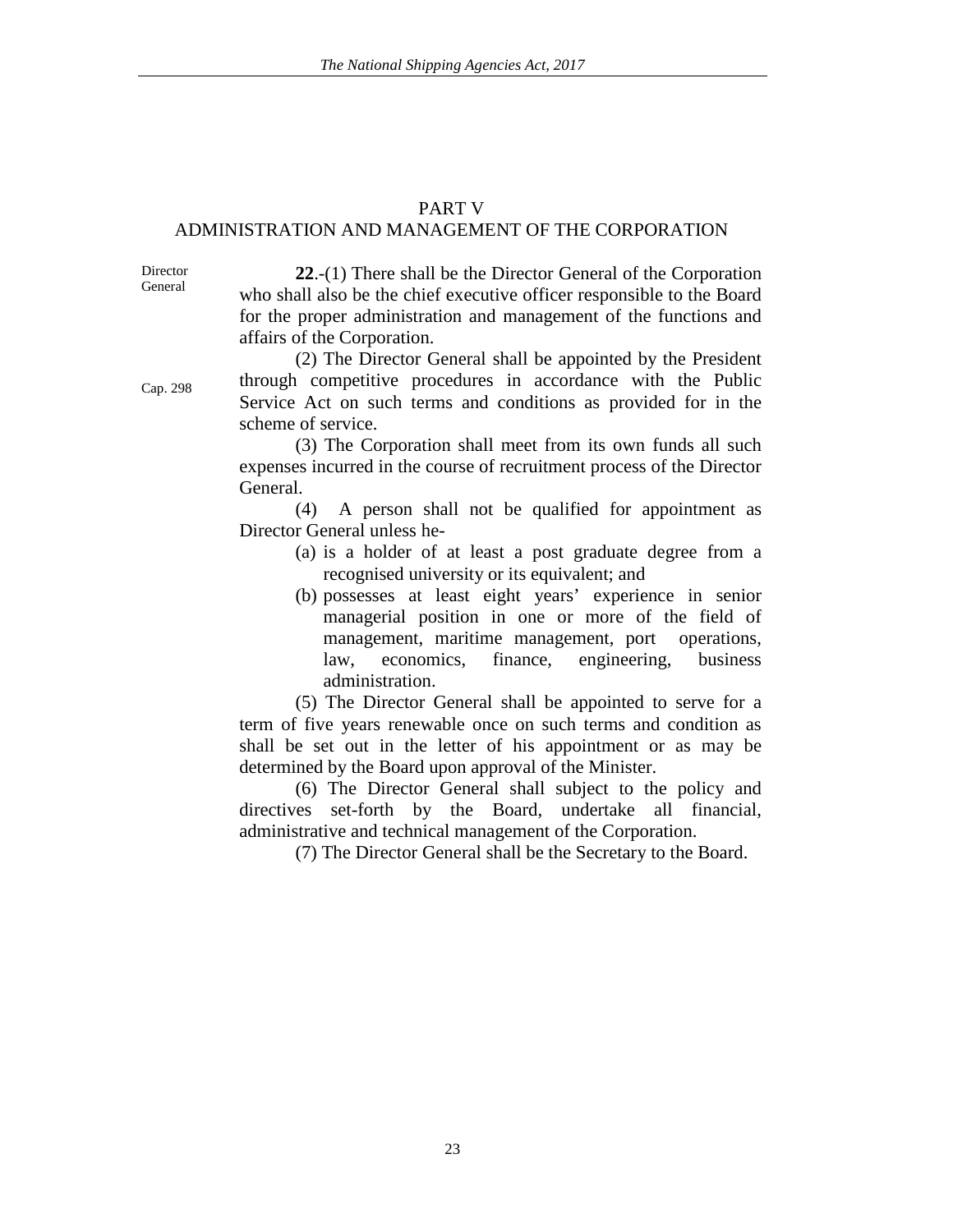## PART V
## ADMINISTRATION AND MANAGEMENT OF THE CORPORATION

Director General

**22**.-(1) There shall be the Director General of the Corporation who shall also be the chief executive officer responsible to the Board for the proper administration and management of the functions and affairs of the Corporation.

Cap. 298

(2) The Director General shall be appointed by the President through competitive procedures in accordance with the Public Service Act on such terms and conditions as provided for in the scheme of service.

(3) The Corporation shall meet from its own funds all such expenses incurred in the course of recruitment process of the Director General.

(4) A person shall not be qualified for appointment as Director General unless he-

(a) is a holder of at least a post graduate degree from a recognised university or its equivalent; and

(b) possesses at least eight years' experience in senior managerial position in one or more of the field of management, maritime management, port operations, law, economics, finance, engineering, business administration.

(5) The Director General shall be appointed to serve for a term of five years renewable once on such terms and condition as shall be set out in the letter of his appointment or as may be determined by the Board upon approval of the Minister.

(6) The Director General shall subject to the policy and directives set-forth by the Board, undertake all financial, administrative and technical management of the Corporation.

(7) The Director General shall be the Secretary to the Board.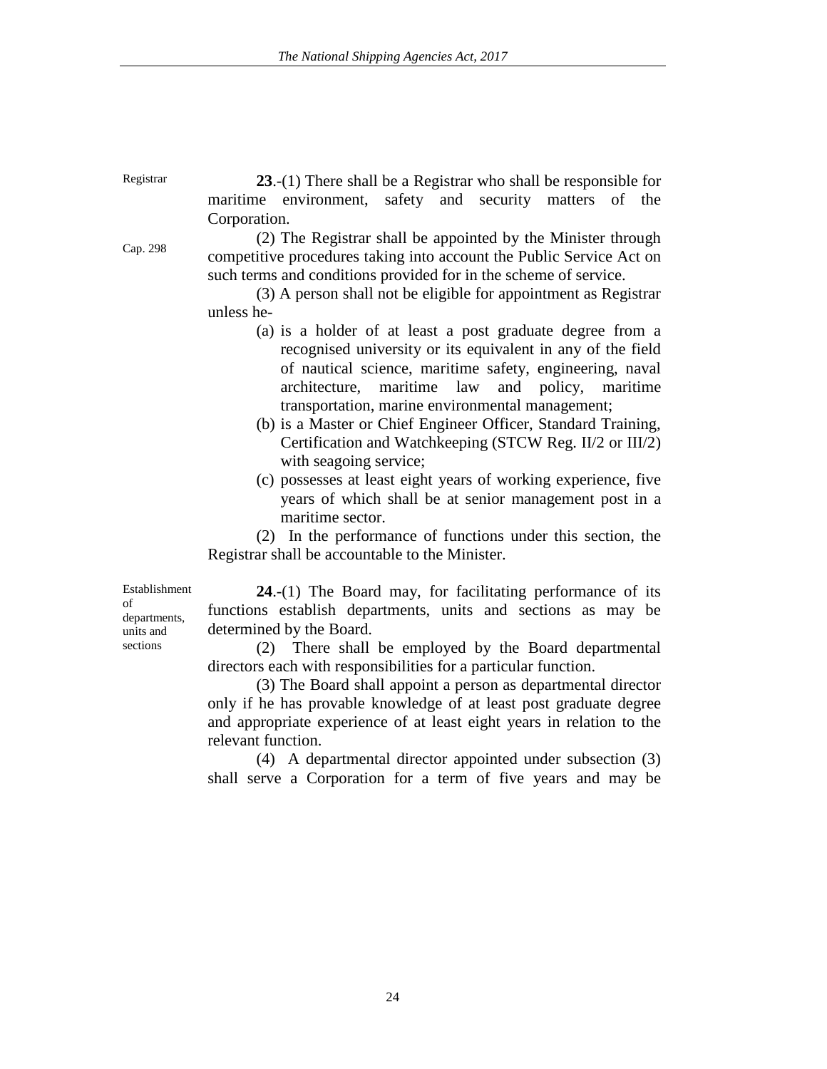Registrar

**23**.-(1) There shall be a Registrar who shall be responsible for maritime environment, safety and security matters of the Corporation.

Cap. 298

(2) The Registrar shall be appointed by the Minister through competitive procedures taking into account the Public Service Act on such terms and conditions provided for in the scheme of service.

(3) A person shall not be eligible for appointment as Registrar unless he-

(a) is a holder of at least a post graduate degree from a recognised university or its equivalent in any of the field of nautical science, maritime safety, engineering, naval architecture, maritime law and policy, maritime transportation, marine environmental management;

(b) is a Master or Chief Engineer Officer, Standard Training, Certification and Watchkeeping (STCW Reg. II/2 or III/2) with seagoing service;

(c) possesses at least eight years of working experience, five years of which shall be at senior management post in a maritime sector.

(2) In the performance of functions under this section, the Registrar shall be accountable to the Minister.

Establishment of departments, units and sections

**24**.-(1) The Board may, for facilitating performance of its functions establish departments, units and sections as may be determined by the Board.

(2) There shall be employed by the Board departmental directors each with responsibilities for a particular function.

(3) The Board shall appoint a person as departmental director only if he has provable knowledge of at least post graduate degree and appropriate experience of at least eight years in relation to the relevant function.

(4) A departmental director appointed under subsection (3) shall serve a Corporation for a term of five years and may be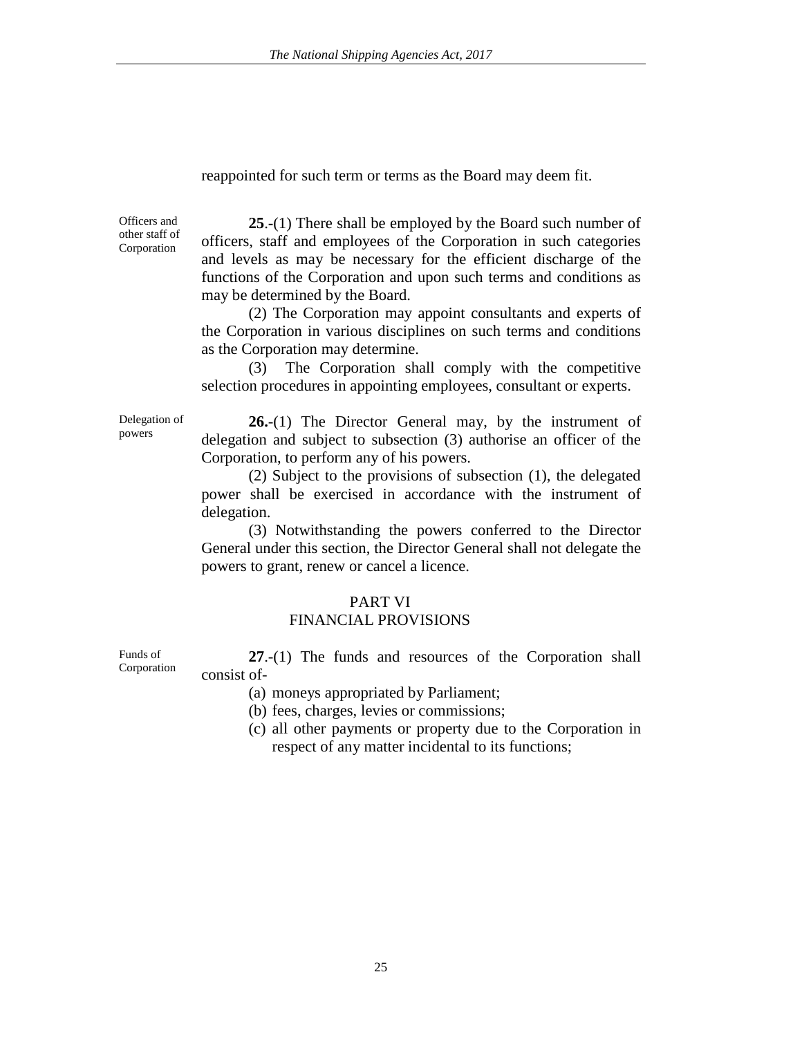reappointed for such term or terms as the Board may deem fit.

Officers and other staff of Corporation

**25**.-(1) There shall be employed by the Board such number of officers, staff and employees of the Corporation in such categories and levels as may be necessary for the efficient discharge of the functions of the Corporation and upon such terms and conditions as may be determined by the Board.

(2) The Corporation may appoint consultants and experts of the Corporation in various disciplines on such terms and conditions as the Corporation may determine.

(3) The Corporation shall comply with the competitive selection procedures in appointing employees, consultant or experts.

Delegation of powers

**26.**-(1) The Director General may, by the instrument of delegation and subject to subsection (3) authorise an officer of the Corporation, to perform any of his powers.

(2) Subject to the provisions of subsection (1), the delegated power shall be exercised in accordance with the instrument of delegation.

(3) Notwithstanding the powers conferred to the Director General under this section, the Director General shall not delegate the powers to grant, renew or cancel a licence.

## PART VI
## FINANCIAL PROVISIONS

Funds of Corporation

**27**.-(1) The funds and resources of the Corporation shall consist of-

(a) moneys appropriated by Parliament;
(b) fees, charges, levies or commissions;
(c) all other payments or property due to the Corporation in respect of any matter incidental to its functions;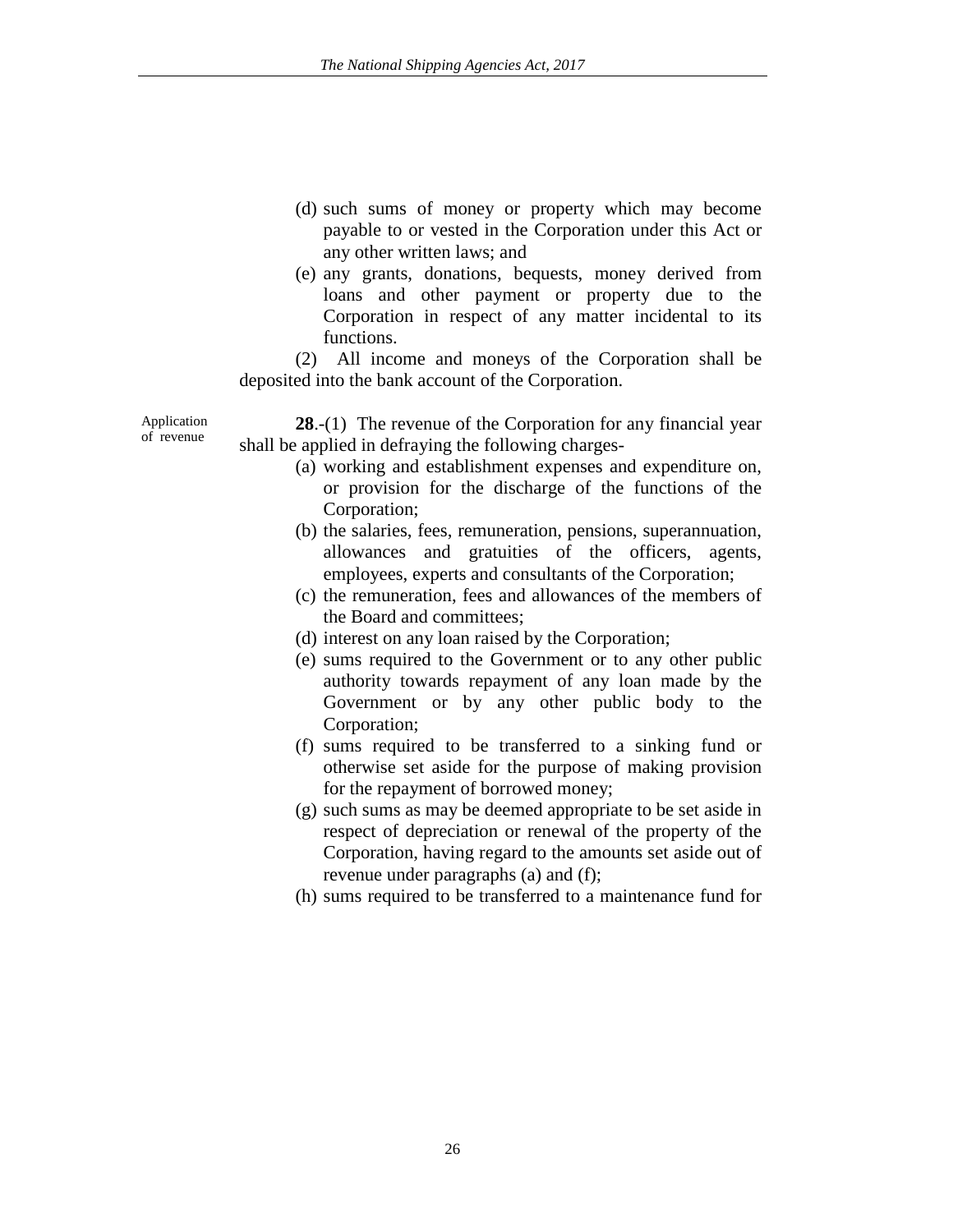(d) such sums of money or property which may become payable to or vested in the Corporation under this Act or any other written laws; and

(e) any grants, donations, bequests, money derived from loans and other payment or property due to the Corporation in respect of any matter incidental to its functions.

(2) All income and moneys of the Corporation shall be deposited into the bank account of the Corporation.

Application of revenue

**28**.-(1) The revenue of the Corporation for any financial year shall be applied in defraying the following charges-

(a) working and establishment expenses and expenditure on, or provision for the discharge of the functions of the Corporation;

(b) the salaries, fees, remuneration, pensions, superannuation, allowances and gratuities of the officers, agents, employees, experts and consultants of the Corporation;

(c) the remuneration, fees and allowances of the members of the Board and committees;

(d) interest on any loan raised by the Corporation;

(e) sums required to the Government or to any other public authority towards repayment of any loan made by the Government or by any other public body to the Corporation;

(f) sums required to be transferred to a sinking fund or otherwise set aside for the purpose of making provision for the repayment of borrowed money;

(g) such sums as may be deemed appropriate to be set aside in respect of depreciation or renewal of the property of the Corporation, having regard to the amounts set aside out of revenue under paragraphs (a) and (f);

(h) sums required to be transferred to a maintenance fund for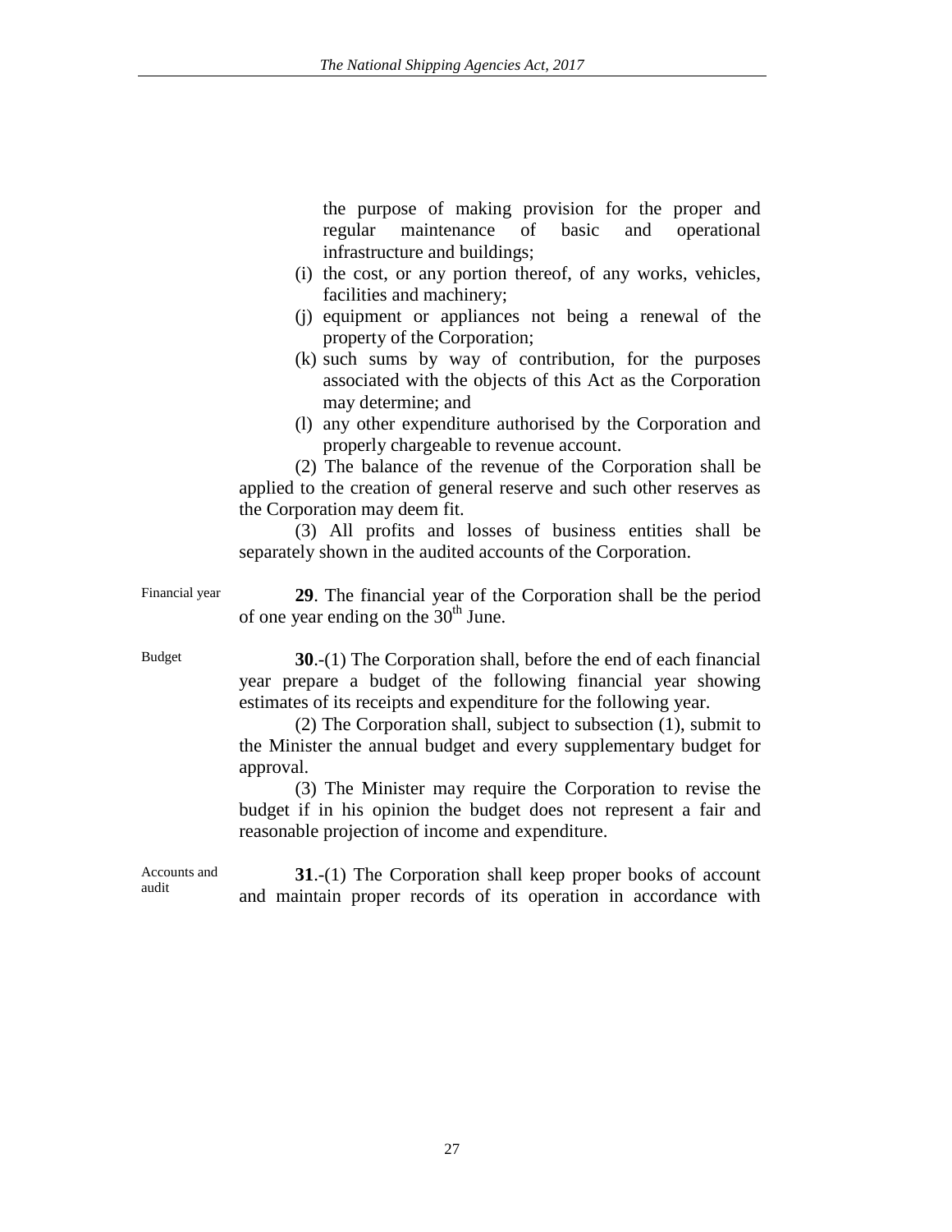the purpose of making provision for the proper and regular maintenance of basic and operational infrastructure and buildings;

(i) the cost, or any portion thereof, of any works, vehicles, facilities and machinery;

(j) equipment or appliances not being a renewal of the property of the Corporation;

(k) such sums by way of contribution, for the purposes associated with the objects of this Act as the Corporation may determine; and

(l) any other expenditure authorised by the Corporation and properly chargeable to revenue account.

(2) The balance of the revenue of the Corporation shall be applied to the creation of general reserve and such other reserves as the Corporation may deem fit.

(3) All profits and losses of business entities shall be separately shown in the audited accounts of the Corporation.

Financial year

**29**. The financial year of the Corporation shall be the period of one year ending on the 30th June.

Budget

**30**.-(1) The Corporation shall, before the end of each financial year prepare a budget of the following financial year showing estimates of its receipts and expenditure for the following year.

(2) The Corporation shall, subject to subsection (1), submit to the Minister the annual budget and every supplementary budget for approval.

(3) The Minister may require the Corporation to revise the budget if in his opinion the budget does not represent a fair and reasonable projection of income and expenditure.

Accounts and audit

**31**.-(1) The Corporation shall keep proper books of account and maintain proper records of its operation in accordance with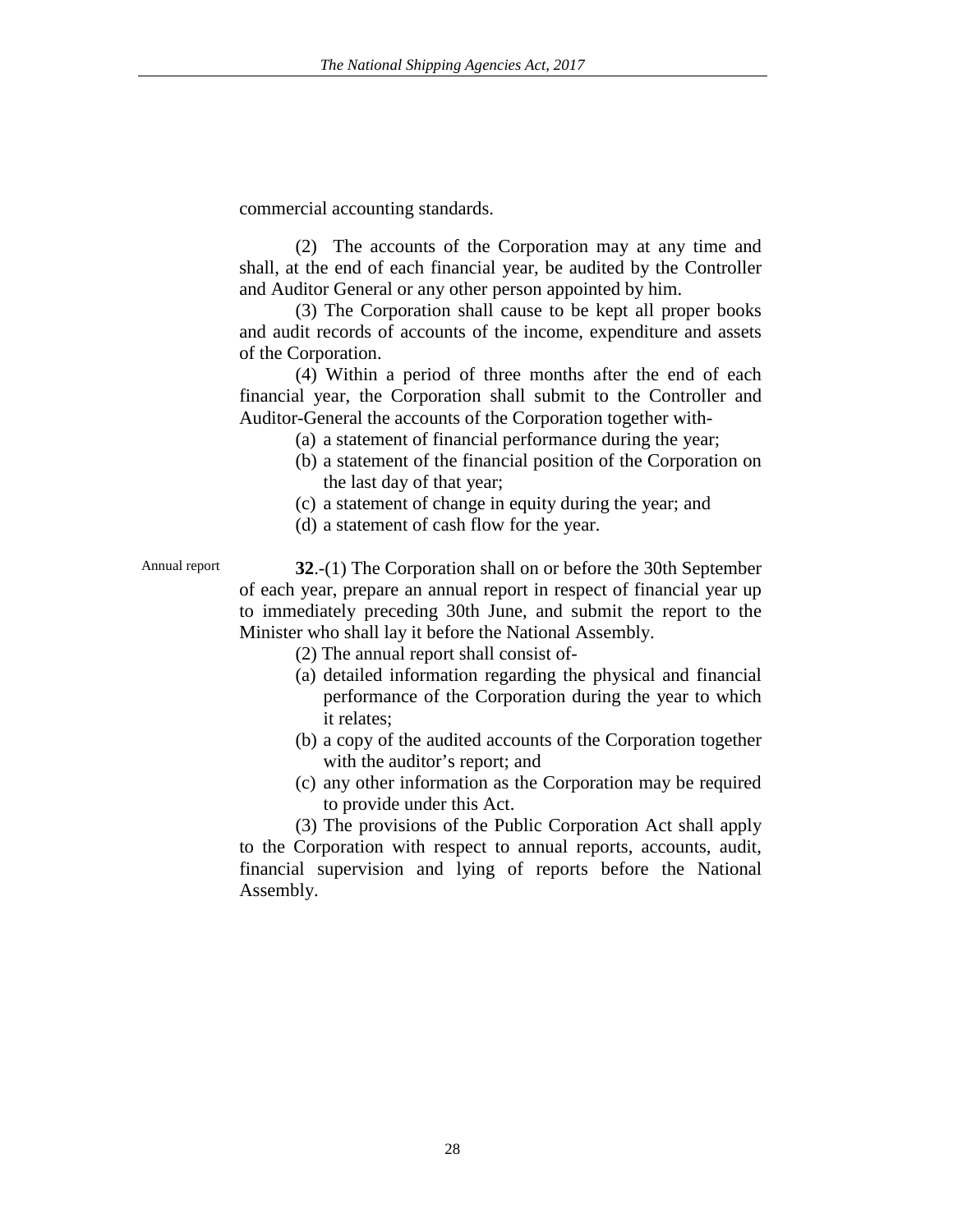commercial accounting standards.

(2) The accounts of the Corporation may at any time and shall, at the end of each financial year, be audited by the Controller and Auditor General or any other person appointed by him.

(3) The Corporation shall cause to be kept all proper books and audit records of accounts of the income, expenditure and assets of the Corporation.

(4) Within a period of three months after the end of each financial year, the Corporation shall submit to the Controller and Auditor-General the accounts of the Corporation together with-

(a) a statement of financial performance during the year;
(b) a statement of the financial position of the Corporation on the last day of that year;
(c) a statement of change in equity during the year; and
(d) a statement of cash flow for the year.

Annual report

**32**.-(1) The Corporation shall on or before the 30th September of each year, prepare an annual report in respect of financial year up to immediately preceding 30th June, and submit the report to the Minister who shall lay it before the National Assembly.

(2) The annual report shall consist of-

(a) detailed information regarding the physical and financial performance of the Corporation during the year to which it relates;
(b) a copy of the audited accounts of the Corporation together with the auditor's report; and
(c) any other information as the Corporation may be required to provide under this Act.

(3) The provisions of the Public Corporation Act shall apply to the Corporation with respect to annual reports, accounts, audit, financial supervision and lying of reports before the National Assembly.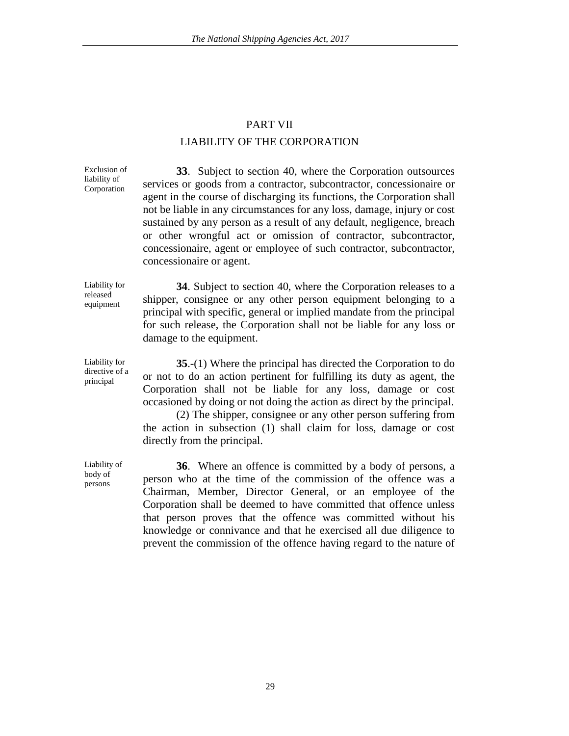## PART VII

## LIABILITY OF THE CORPORATION

Exclusion of liability of Corporation

**33**. Subject to section 40, where the Corporation outsources services or goods from a contractor, subcontractor, concessionaire or agent in the course of discharging its functions, the Corporation shall not be liable in any circumstances for any loss, damage, injury or cost sustained by any person as a result of any default, negligence, breach or other wrongful act or omission of contractor, subcontractor, concessionaire, agent or employee of such contractor, subcontractor, concessionaire or agent.

Liability for released equipment

**34**. Subject to section 40, where the Corporation releases to a shipper, consignee or any other person equipment belonging to a principal with specific, general or implied mandate from the principal for such release, the Corporation shall not be liable for any loss or damage to the equipment.

Liability for directive of a principal

**35**.-(1) Where the principal has directed the Corporation to do or not to do an action pertinent for fulfilling its duty as agent, the Corporation shall not be liable for any loss, damage or cost occasioned by doing or not doing the action as direct by the principal.

(2) The shipper, consignee or any other person suffering from the action in subsection (1) shall claim for loss, damage or cost directly from the principal.

Liability of body of persons

**36**. Where an offence is committed by a body of persons, a person who at the time of the commission of the offence was a Chairman, Member, Director General, or an employee of the Corporation shall be deemed to have committed that offence unless that person proves that the offence was committed without his knowledge or connivance and that he exercised all due diligence to prevent the commission of the offence having regard to the nature of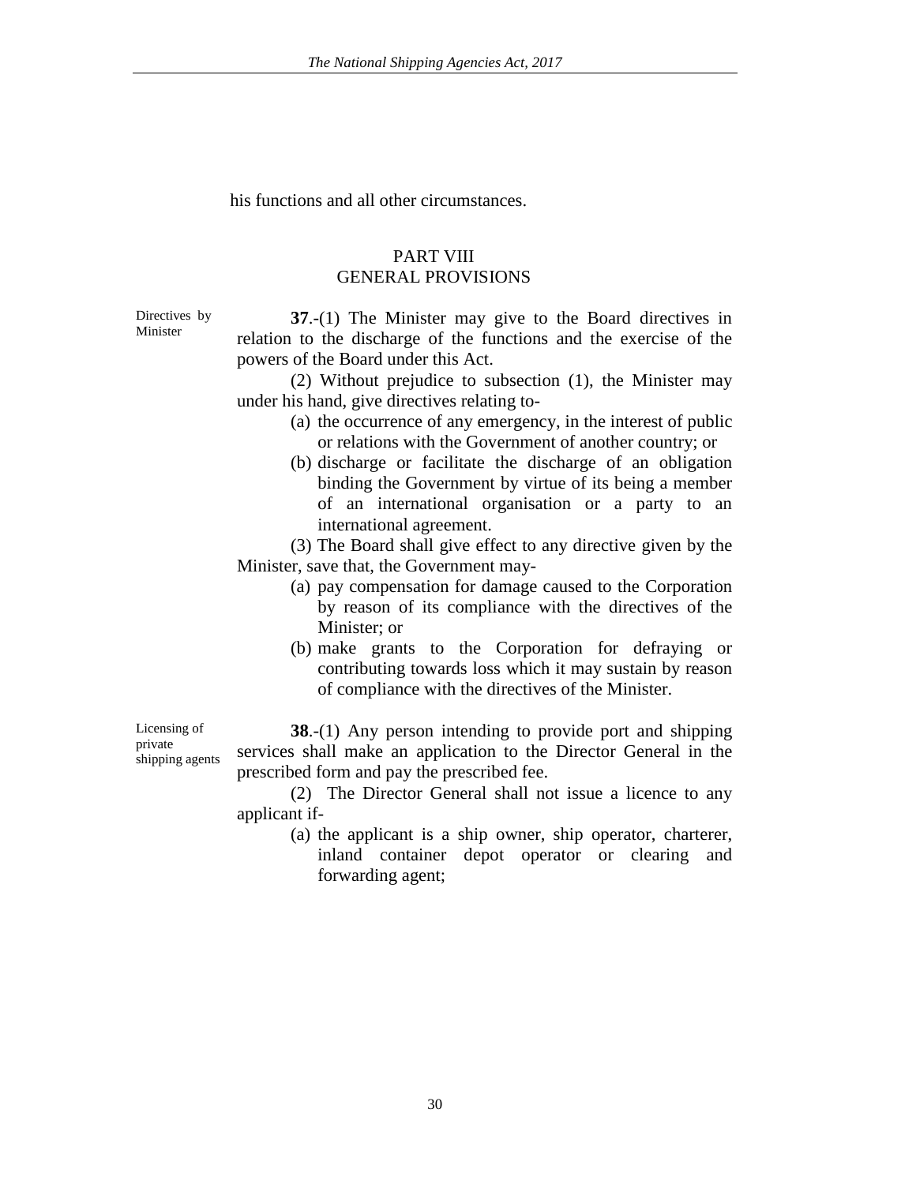his functions and all other circumstances.

## PART VIII
## GENERAL PROVISIONS

Directives by Minister

**37**.-(1) The Minister may give to the Board directives in relation to the discharge of the functions and the exercise of the powers of the Board under this Act.

(2) Without prejudice to subsection (1), the Minister may under his hand, give directives relating to-

(a) the occurrence of any emergency, in the interest of public or relations with the Government of another country; or

(b) discharge or facilitate the discharge of an obligation binding the Government by virtue of its being a member of an international organisation or a party to an international agreement.

(3) The Board shall give effect to any directive given by the Minister, save that, the Government may-

(a) pay compensation for damage caused to the Corporation by reason of its compliance with the directives of the Minister; or

(b) make grants to the Corporation for defraying or contributing towards loss which it may sustain by reason of compliance with the directives of the Minister.

Licensing of private shipping agents

**38**.-(1) Any person intending to provide port and shipping services shall make an application to the Director General in the prescribed form and pay the prescribed fee.

(2) The Director General shall not issue a licence to any applicant if-

(a) the applicant is a ship owner, ship operator, charterer, inland container depot operator or clearing and forwarding agent;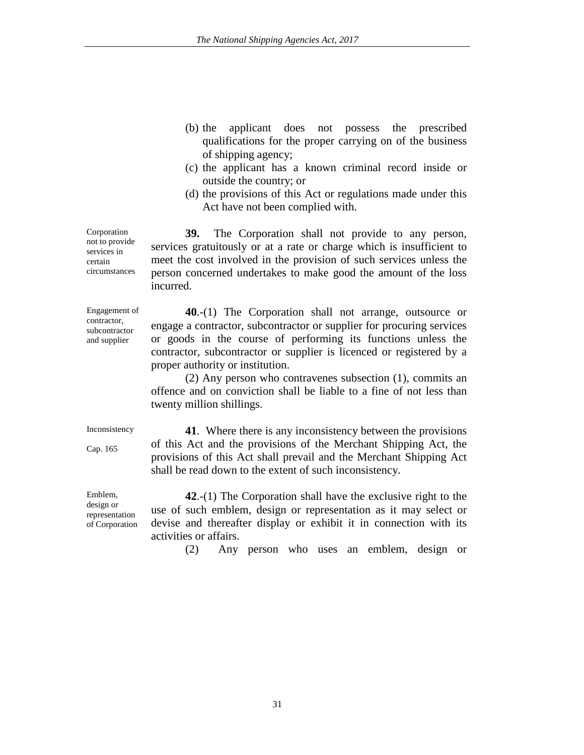(b) the applicant does not possess the prescribed qualifications for the proper carrying on of the business of shipping agency;

(c) the applicant has a known criminal record inside or outside the country; or

(d) the provisions of this Act or regulations made under this Act have not been complied with.

Corporation not to provide services in certain circumstances

**39.** The Corporation shall not provide to any person, services gratuitously or at a rate or charge which is insufficient to meet the cost involved in the provision of such services unless the person concerned undertakes to make good the amount of the loss incurred.

Engagement of contractor, subcontractor and supplier

**40**.-(1) The Corporation shall not arrange, outsource or engage a contractor, subcontractor or supplier for procuring services or goods in the course of performing its functions unless the contractor, subcontractor or supplier is licenced or registered by a proper authority or institution.

(2) Any person who contravenes subsection (1), commits an offence and on conviction shall be liable to a fine of not less than twenty million shillings.

Inconsistency

Cap. 165

**41**. Where there is any inconsistency between the provisions of this Act and the provisions of the Merchant Shipping Act, the provisions of this Act shall prevail and the Merchant Shipping Act shall be read down to the extent of such inconsistency.

Emblem, design or representation of Corporation

**42**.-(1) The Corporation shall have the exclusive right to the use of such emblem, design or representation as it may select or devise and thereafter display or exhibit it in connection with its activities or affairs.

(2) Any person who uses an emblem, design or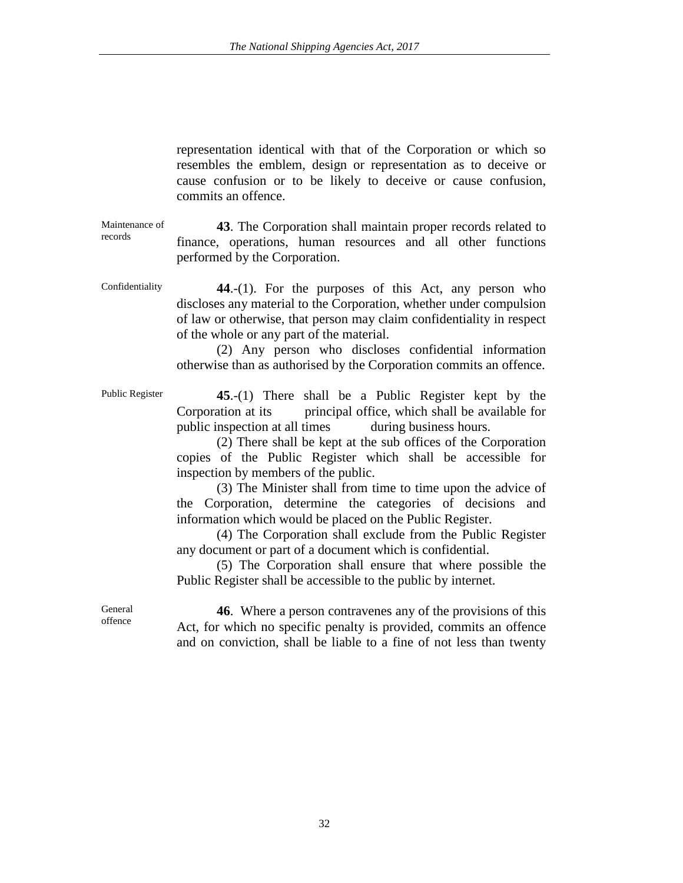representation identical with that of the Corporation or which so resembles the emblem, design or representation as to deceive or cause confusion or to be likely to deceive or cause confusion, commits an offence.

Maintenance of records

**43**. The Corporation shall maintain proper records related to finance, operations, human resources and all other functions performed by the Corporation.

Confidentiality

**44**.-(1). For the purposes of this Act, any person who discloses any material to the Corporation, whether under compulsion of law or otherwise, that person may claim confidentiality in respect of the whole or any part of the material.

(2) Any person who discloses confidential information otherwise than as authorised by the Corporation commits an offence.

Public Register

**45**.-(1) There shall be a Public Register kept by the Corporation at its principal office, which shall be available for public inspection at all times during business hours.

(2) There shall be kept at the sub offices of the Corporation copies of the Public Register which shall be accessible for inspection by members of the public.

(3) The Minister shall from time to time upon the advice of the Corporation, determine the categories of decisions and information which would be placed on the Public Register.

(4) The Corporation shall exclude from the Public Register any document or part of a document which is confidential.

(5) The Corporation shall ensure that where possible the Public Register shall be accessible to the public by internet.

General offence

**46**. Where a person contravenes any of the provisions of this Act, for which no specific penalty is provided, commits an offence and on conviction, shall be liable to a fine of not less than twenty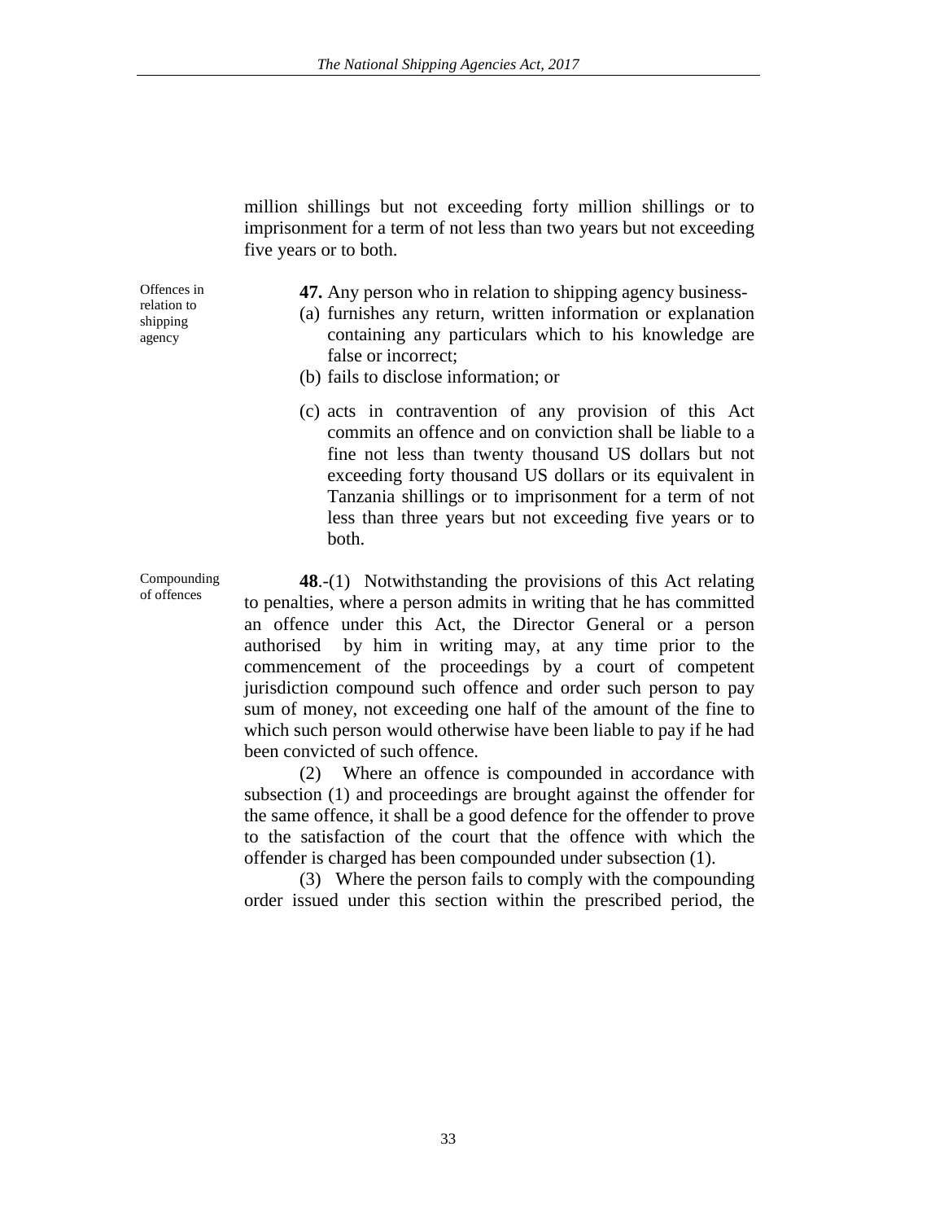million shillings but not exceeding forty million shillings or to imprisonment for a term of not less than two years but not exceeding five years or to both.

Offences in relation to shipping agency

**47.** Any person who in relation to shipping agency business-

(a) furnishes any return, written information or explanation containing any particulars which to his knowledge are false or incorrect;

(b) fails to disclose information; or

(c) acts in contravention of any provision of this Act commits an offence and on conviction shall be liable to a fine not less than twenty thousand US dollars but not exceeding forty thousand US dollars or its equivalent in Tanzania shillings or to imprisonment for a term of not less than three years but not exceeding five years or to both.

Compounding of offences

**48**.-(1) Notwithstanding the provisions of this Act relating to penalties, where a person admits in writing that he has committed an offence under this Act, the Director General or a person authorised by him in writing may, at any time prior to the commencement of the proceedings by a court of competent jurisdiction compound such offence and order such person to pay sum of money, not exceeding one half of the amount of the fine to which such person would otherwise have been liable to pay if he had been convicted of such offence.

(2) Where an offence is compounded in accordance with subsection (1) and proceedings are brought against the offender for the same offence, it shall be a good defence for the offender to prove to the satisfaction of the court that the offence with which the offender is charged has been compounded under subsection (1).

(3) Where the person fails to comply with the compounding order issued under this section within the prescribed period, the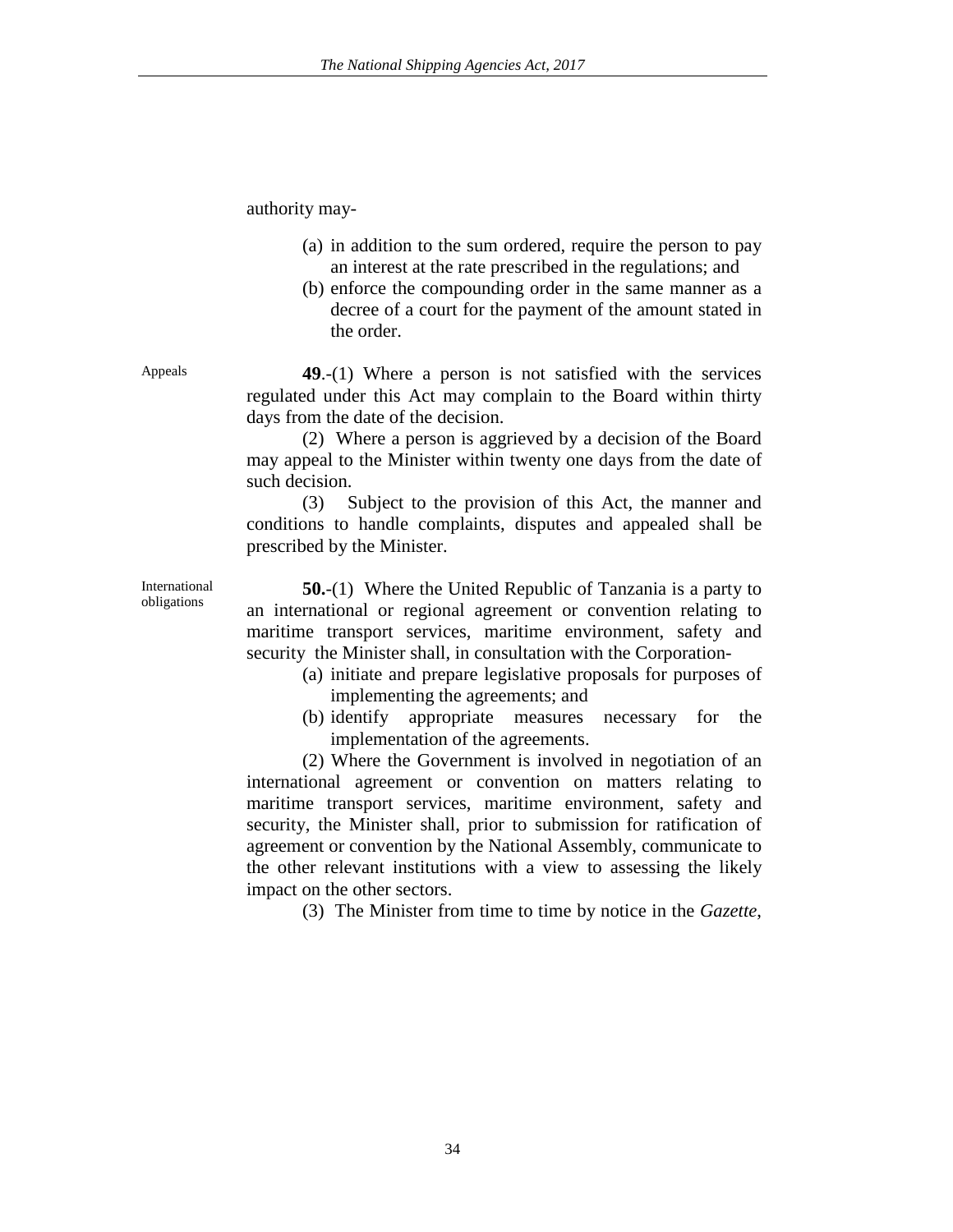authority may-

(a) in addition to the sum ordered, require the person to pay an interest at the rate prescribed in the regulations; and
(b) enforce the compounding order in the same manner as a decree of a court for the payment of the amount stated in the order.

Appeals

**49**.-(1) Where a person is not satisfied with the services regulated under this Act may complain to the Board within thirty days from the date of the decision.

(2) Where a person is aggrieved by a decision of the Board may appeal to the Minister within twenty one days from the date of such decision.

(3) Subject to the provision of this Act, the manner and conditions to handle complaints, disputes and appealed shall be prescribed by the Minister.

International obligations

**50.**-(1) Where the United Republic of Tanzania is a party to an international or regional agreement or convention relating to maritime transport services, maritime environment, safety and security the Minister shall, in consultation with the Corporation-

(a) initiate and prepare legislative proposals for purposes of implementing the agreements; and
(b) identify appropriate measures necessary for the implementation of the agreements.

(2) Where the Government is involved in negotiation of an international agreement or convention on matters relating to maritime transport services, maritime environment, safety and security, the Minister shall, prior to submission for ratification of agreement or convention by the National Assembly, communicate to the other relevant institutions with a view to assessing the likely impact on the other sectors.

(3) The Minister from time to time by notice in the *Gazette*,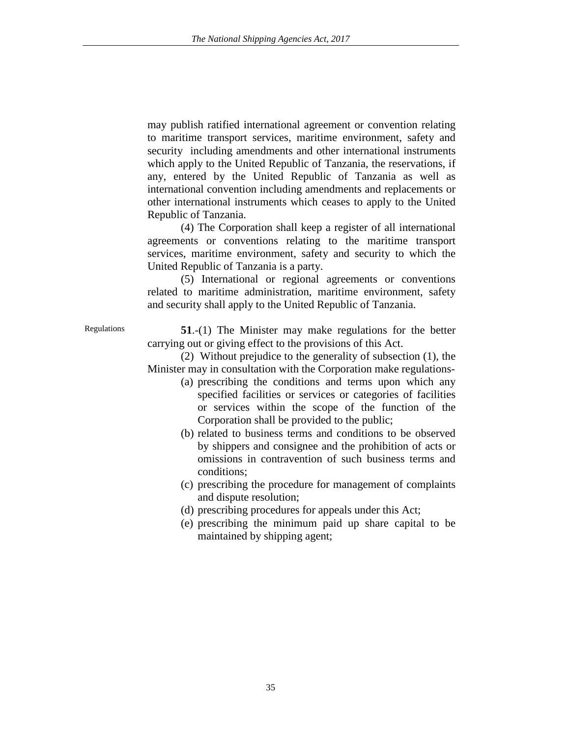may publish ratified international agreement or convention relating to maritime transport services, maritime environment, safety and security including amendments and other international instruments which apply to the United Republic of Tanzania, the reservations, if any, entered by the United Republic of Tanzania as well as international convention including amendments and replacements or other international instruments which ceases to apply to the United Republic of Tanzania.

(4) The Corporation shall keep a register of all international agreements or conventions relating to the maritime transport services, maritime environment, safety and security to which the United Republic of Tanzania is a party.

(5) International or regional agreements or conventions related to maritime administration, maritime environment, safety and security shall apply to the United Republic of Tanzania.

Regulations

**51**.-(1) The Minister may make regulations for the better carrying out or giving effect to the provisions of this Act.

(2) Without prejudice to the generality of subsection (1), the Minister may in consultation with the Corporation make regulations-

(a) prescribing the conditions and terms upon which any specified facilities or services or categories of facilities or services within the scope of the function of the Corporation shall be provided to the public;

(b) related to business terms and conditions to be observed by shippers and consignee and the prohibition of acts or omissions in contravention of such business terms and conditions;

(c) prescribing the procedure for management of complaints and dispute resolution;

(d) prescribing procedures for appeals under this Act;

(e) prescribing the minimum paid up share capital to be maintained by shipping agent;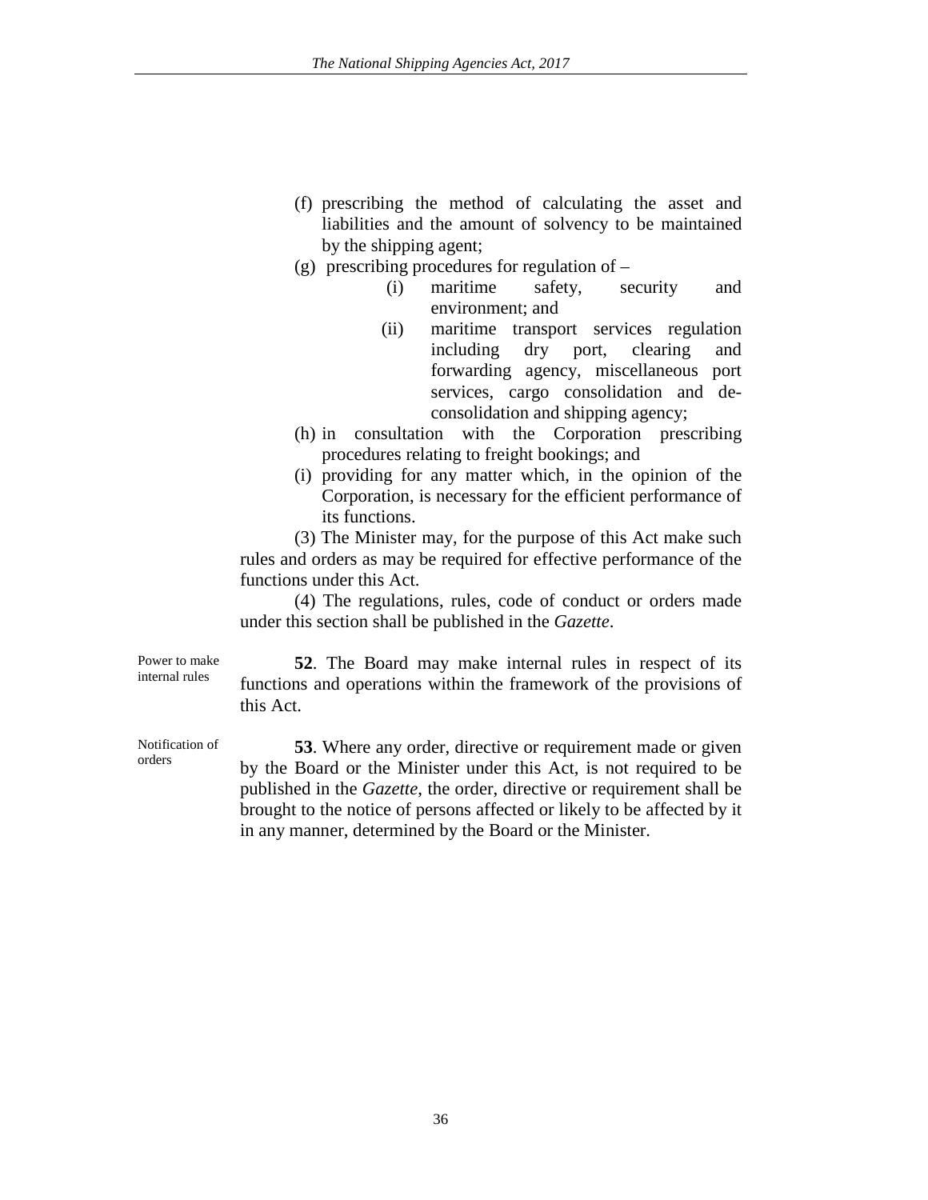(f) prescribing the method of calculating the asset and liabilities and the amount of solvency to be maintained by the shipping agent;

(g) prescribing procedures for regulation of –

  (i) maritime safety, security and environment; and

  (ii) maritime transport services regulation including dry port, clearing and forwarding agency, miscellaneous port services, cargo consolidation and de-consolidation and shipping agency;

(h) in consultation with the Corporation prescribing procedures relating to freight bookings; and

(i) providing for any matter which, in the opinion of the Corporation, is necessary for the efficient performance of its functions.

(3) The Minister may, for the purpose of this Act make such rules and orders as may be required for effective performance of the functions under this Act.

(4) The regulations, rules, code of conduct or orders made under this section shall be published in the *Gazette*.

Power to make internal rules

**52**. The Board may make internal rules in respect of its functions and operations within the framework of the provisions of this Act.

Notification of orders

**53**. Where any order, directive or requirement made or given by the Board or the Minister under this Act, is not required to be published in the *Gazette*, the order, directive or requirement shall be brought to the notice of persons affected or likely to be affected by it in any manner, determined by the Board or the Minister.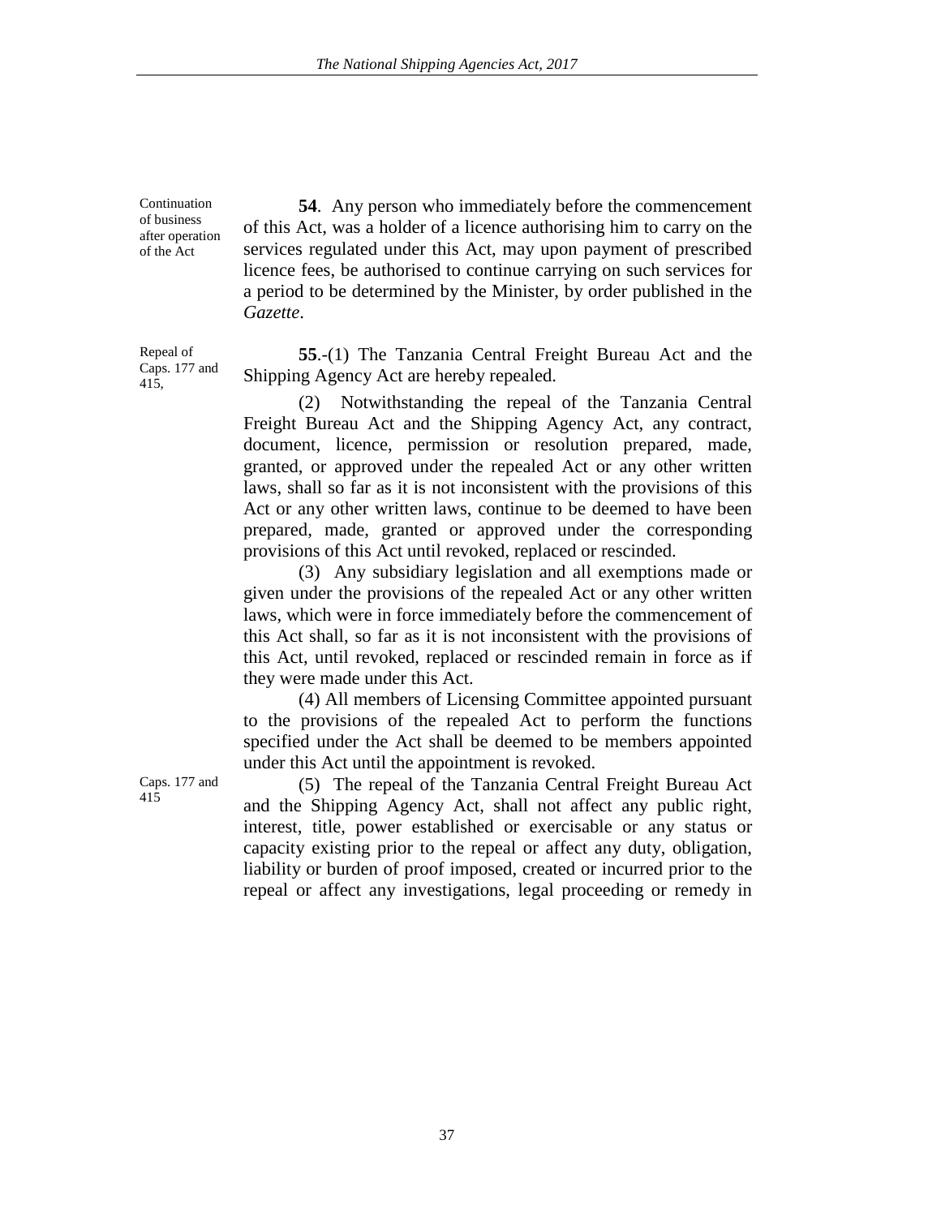Continuation of business after operation of the Act

**54**. Any person who immediately before the commencement of this Act, was a holder of a licence authorising him to carry on the services regulated under this Act, may upon payment of prescribed licence fees, be authorised to continue carrying on such services for a period to be determined by the Minister, by order published in the *Gazette*.

Repeal of Caps. 177 and 415,

**55**.-(1) The Tanzania Central Freight Bureau Act and the Shipping Agency Act are hereby repealed.

(2) Notwithstanding the repeal of the Tanzania Central Freight Bureau Act and the Shipping Agency Act, any contract, document, licence, permission or resolution prepared, made, granted, or approved under the repealed Act or any other written laws, shall so far as it is not inconsistent with the provisions of this Act or any other written laws, continue to be deemed to have been prepared, made, granted or approved under the corresponding provisions of this Act until revoked, replaced or rescinded.

(3) Any subsidiary legislation and all exemptions made or given under the provisions of the repealed Act or any other written laws, which were in force immediately before the commencement of this Act shall, so far as it is not inconsistent with the provisions of this Act, until revoked, replaced or rescinded remain in force as if they were made under this Act.

(4) All members of Licensing Committee appointed pursuant to the provisions of the repealed Act to perform the functions specified under the Act shall be deemed to be members appointed under this Act until the appointment is revoked.

Caps. 177 and 415

(5) The repeal of the Tanzania Central Freight Bureau Act and the Shipping Agency Act, shall not affect any public right, interest, title, power established or exercisable or any status or capacity existing prior to the repeal or affect any duty, obligation, liability or burden of proof imposed, created or incurred prior to the repeal or affect any investigations, legal proceeding or remedy in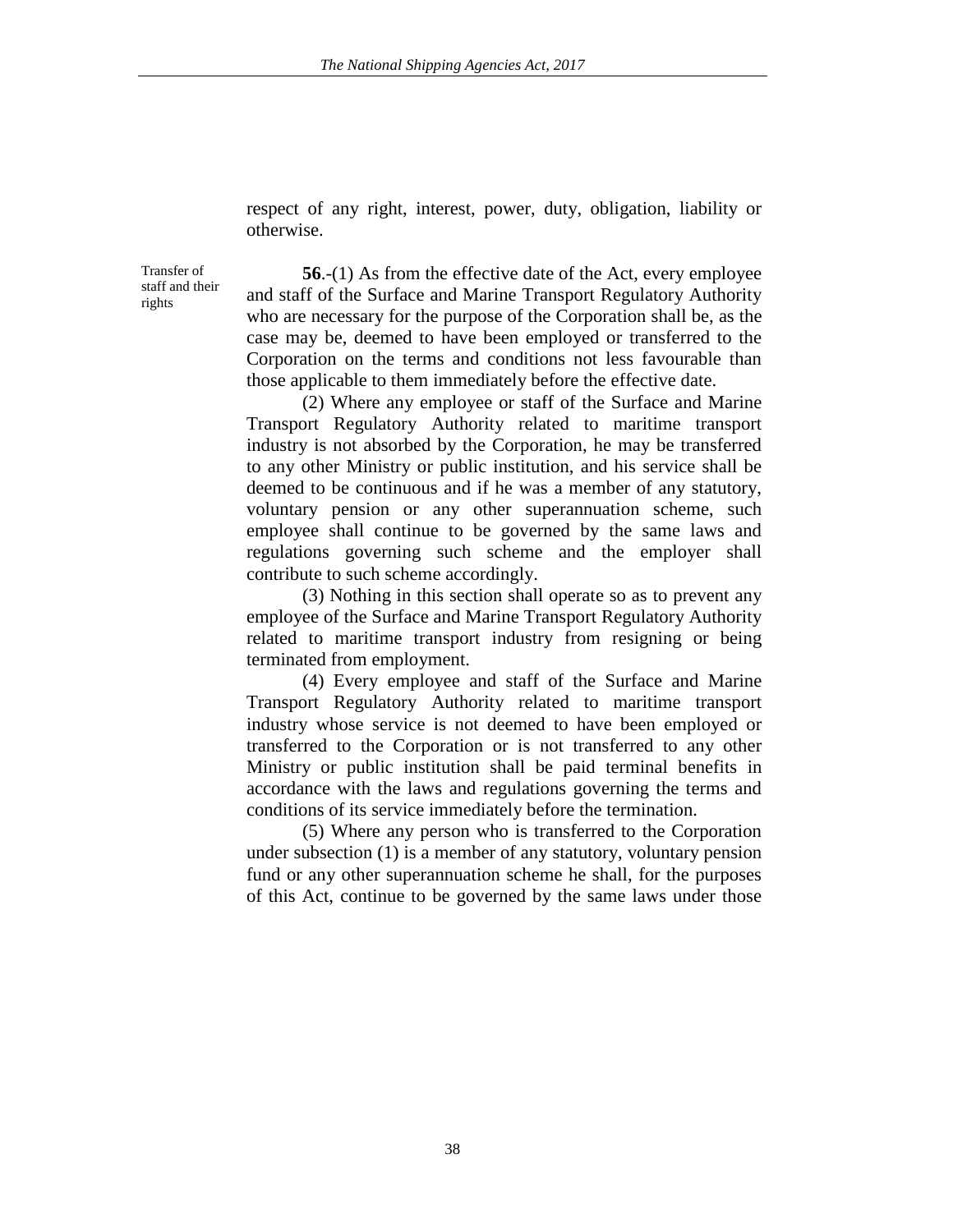respect of any right, interest, power, duty, obligation, liability or otherwise.

Transfer of staff and their rights

**56**.-(1) As from the effective date of the Act, every employee and staff of the Surface and Marine Transport Regulatory Authority who are necessary for the purpose of the Corporation shall be, as the case may be, deemed to have been employed or transferred to the Corporation on the terms and conditions not less favourable than those applicable to them immediately before the effective date.

(2) Where any employee or staff of the Surface and Marine Transport Regulatory Authority related to maritime transport industry is not absorbed by the Corporation, he may be transferred to any other Ministry or public institution, and his service shall be deemed to be continuous and if he was a member of any statutory, voluntary pension or any other superannuation scheme, such employee shall continue to be governed by the same laws and regulations governing such scheme and the employer shall contribute to such scheme accordingly.

(3) Nothing in this section shall operate so as to prevent any employee of the Surface and Marine Transport Regulatory Authority related to maritime transport industry from resigning or being terminated from employment.

(4) Every employee and staff of the Surface and Marine Transport Regulatory Authority related to maritime transport industry whose service is not deemed to have been employed or transferred to the Corporation or is not transferred to any other Ministry or public institution shall be paid terminal benefits in accordance with the laws and regulations governing the terms and conditions of its service immediately before the termination.

(5) Where any person who is transferred to the Corporation under subsection (1) is a member of any statutory, voluntary pension fund or any other superannuation scheme he shall, for the purposes of this Act, continue to be governed by the same laws under those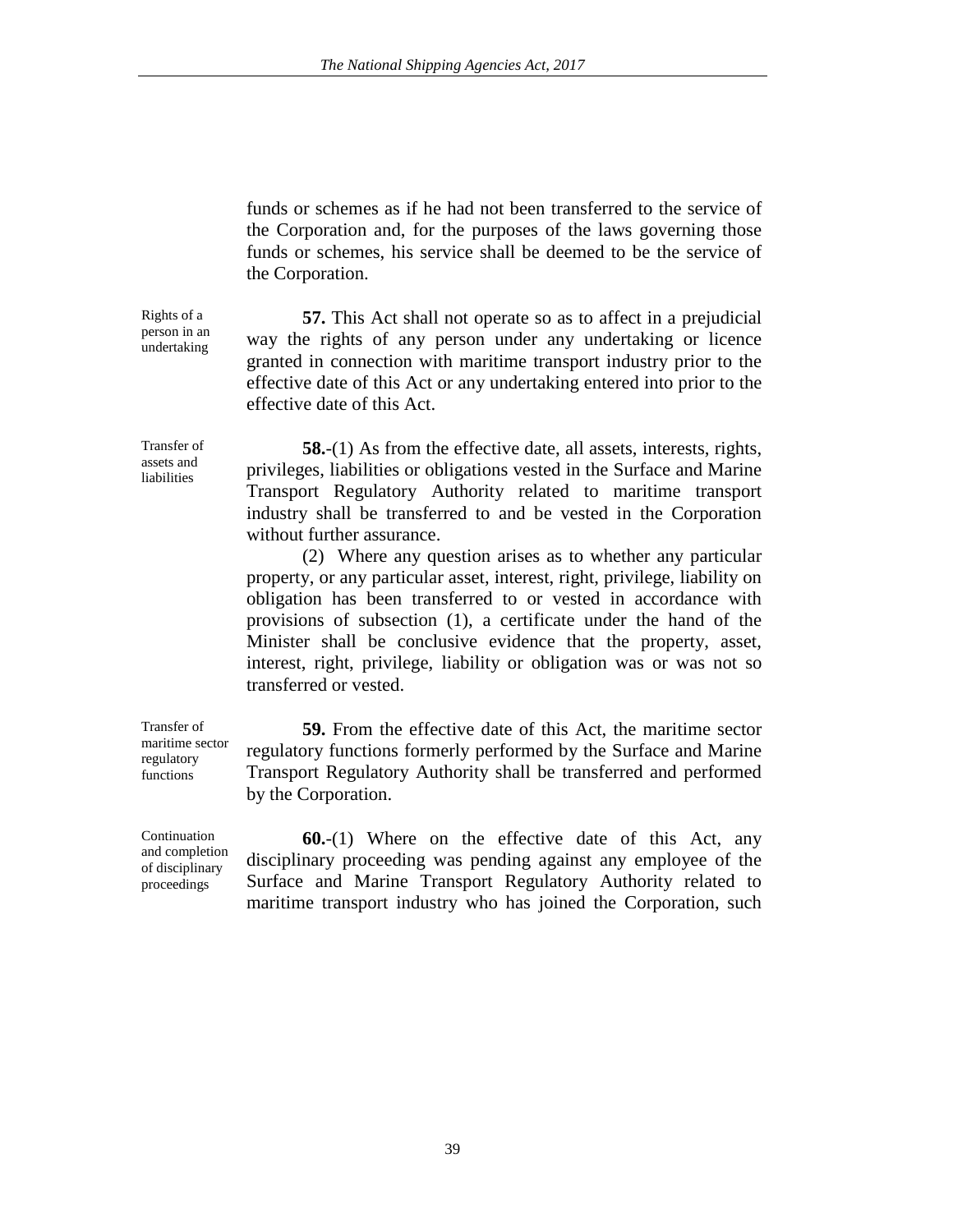funds or schemes as if he had not been transferred to the service of the Corporation and, for the purposes of the laws governing those funds or schemes, his service shall be deemed to be the service of the Corporation.

Rights of a person in an undertaking

**57.** This Act shall not operate so as to affect in a prejudicial way the rights of any person under any undertaking or licence granted in connection with maritime transport industry prior to the effective date of this Act or any undertaking entered into prior to the effective date of this Act.

Transfer of assets and liabilities

**58.**-(1) As from the effective date, all assets, interests, rights, privileges, liabilities or obligations vested in the Surface and Marine Transport Regulatory Authority related to maritime transport industry shall be transferred to and be vested in the Corporation without further assurance.

(2) Where any question arises as to whether any particular property, or any particular asset, interest, right, privilege, liability on obligation has been transferred to or vested in accordance with provisions of subsection (1), a certificate under the hand of the Minister shall be conclusive evidence that the property, asset, interest, right, privilege, liability or obligation was or was not so transferred or vested.

Transfer of maritime sector regulatory functions

**59.** From the effective date of this Act, the maritime sector regulatory functions formerly performed by the Surface and Marine Transport Regulatory Authority shall be transferred and performed by the Corporation.

Continuation and completion of disciplinary proceedings

**60.**-(1) Where on the effective date of this Act, any disciplinary proceeding was pending against any employee of the Surface and Marine Transport Regulatory Authority related to maritime transport industry who has joined the Corporation, such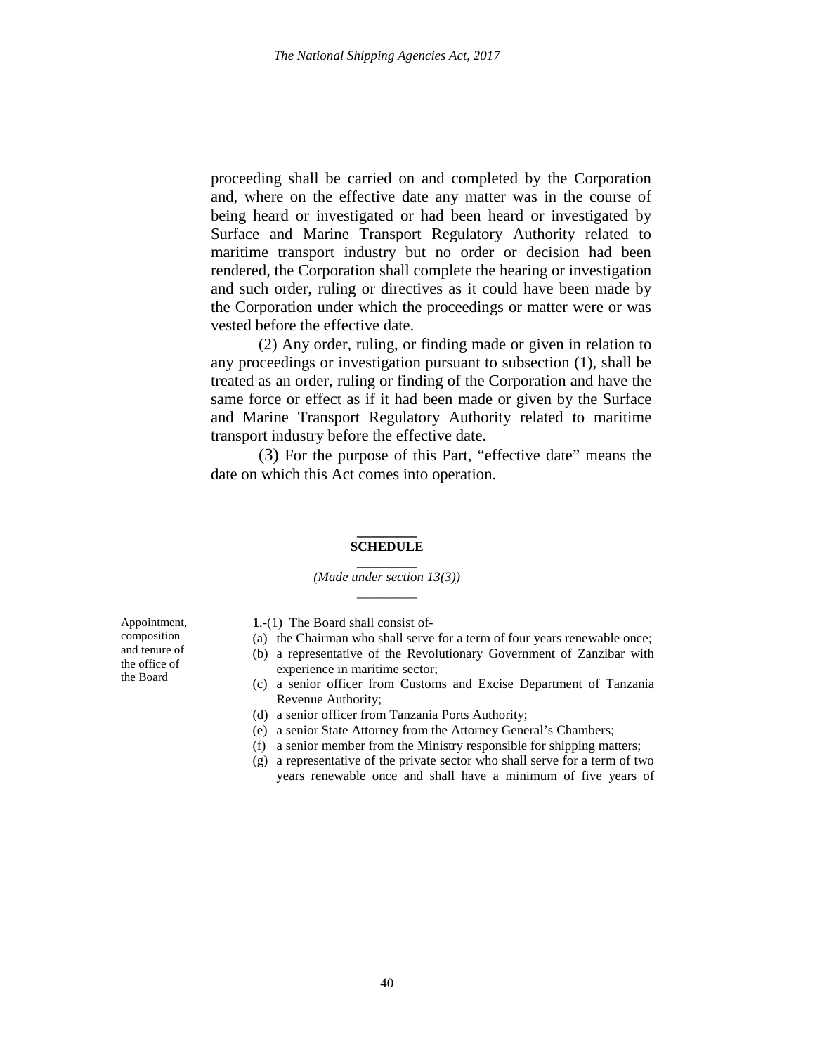proceeding shall be carried on and completed by the Corporation and, where on the effective date any matter was in the course of being heard or investigated or had been heard or investigated by Surface and Marine Transport Regulatory Authority related to maritime transport industry but no order or decision had been rendered, the Corporation shall complete the hearing or investigation and such order, ruling or directives as it could have been made by the Corporation under which the proceedings or matter were or was vested before the effective date.

(2) Any order, ruling, or finding made or given in relation to any proceedings or investigation pursuant to subsection (1), shall be treated as an order, ruling or finding of the Corporation and have the same force or effect as if it had been made or given by the Surface and Marine Transport Regulatory Authority related to maritime transport industry before the effective date.

(3) For the purpose of this Part, "effective date" means the date on which this Act comes into operation.

## SCHEDULE

*(Made under section 13(3))*

Appointment, composition and tenure of the office of the Board

**1**.-(1) The Board shall consist of-

(a) the Chairman who shall serve for a term of four years renewable once;
(b) a representative of the Revolutionary Government of Zanzibar with experience in maritime sector;
(c) a senior officer from Customs and Excise Department of Tanzania Revenue Authority;
(d) a senior officer from Tanzania Ports Authority;
(e) a senior State Attorney from the Attorney General's Chambers;
(f) a senior member from the Ministry responsible for shipping matters;
(g) a representative of the private sector who shall serve for a term of two years renewable once and shall have a minimum of five years of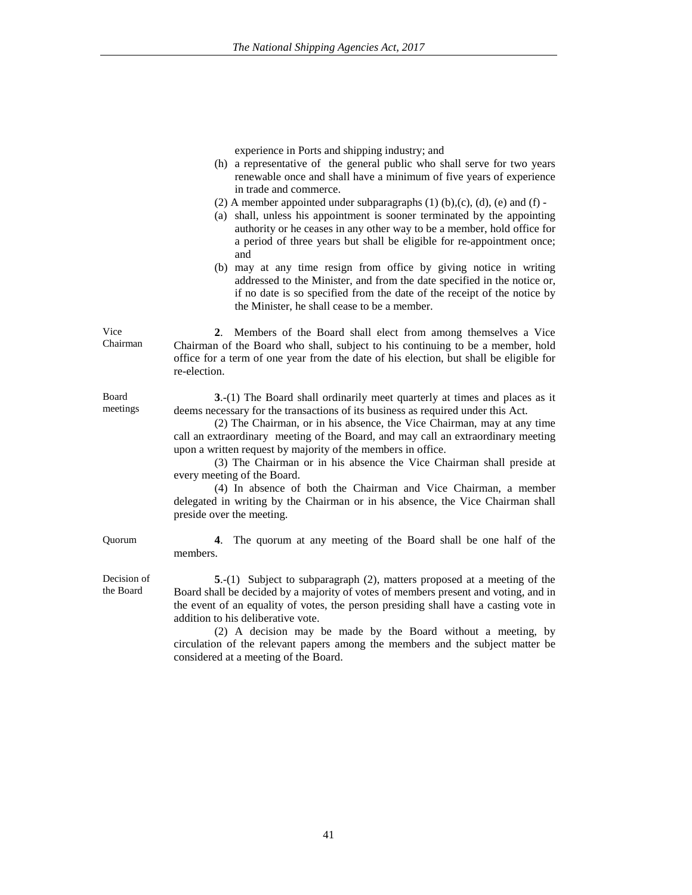experience in Ports and shipping industry; and

(h) a representative of the general public who shall serve for two years renewable once and shall have a minimum of five years of experience in trade and commerce.

(2) A member appointed under subparagraphs (1) (b),(c), (d), (e) and (f) -

(a) shall, unless his appointment is sooner terminated by the appointing authority or he ceases in any other way to be a member, hold office for a period of three years but shall be eligible for re-appointment once; and

(b) may at any time resign from office by giving notice in writing addressed to the Minister, and from the date specified in the notice or, if no date is so specified from the date of the receipt of the notice by the Minister, he shall cease to be a member.

Vice Chairman

**2**. Members of the Board shall elect from among themselves a Vice Chairman of the Board who shall, subject to his continuing to be a member, hold office for a term of one year from the date of his election, but shall be eligible for re-election.

Board meetings

**3**.-(1) The Board shall ordinarily meet quarterly at times and places as it deems necessary for the transactions of its business as required under this Act.

(2) The Chairman, or in his absence, the Vice Chairman, may at any time call an extraordinary meeting of the Board, and may call an extraordinary meeting upon a written request by majority of the members in office.

(3) The Chairman or in his absence the Vice Chairman shall preside at every meeting of the Board.

(4) In absence of both the Chairman and Vice Chairman, a member delegated in writing by the Chairman or in his absence, the Vice Chairman shall preside over the meeting.

Quorum

**4**. The quorum at any meeting of the Board shall be one half of the members.

Decision of the Board

**5**.-(1) Subject to subparagraph (2), matters proposed at a meeting of the Board shall be decided by a majority of votes of members present and voting, and in the event of an equality of votes, the person presiding shall have a casting vote in addition to his deliberative vote.

(2) A decision may be made by the Board without a meeting, by circulation of the relevant papers among the members and the subject matter be considered at a meeting of the Board.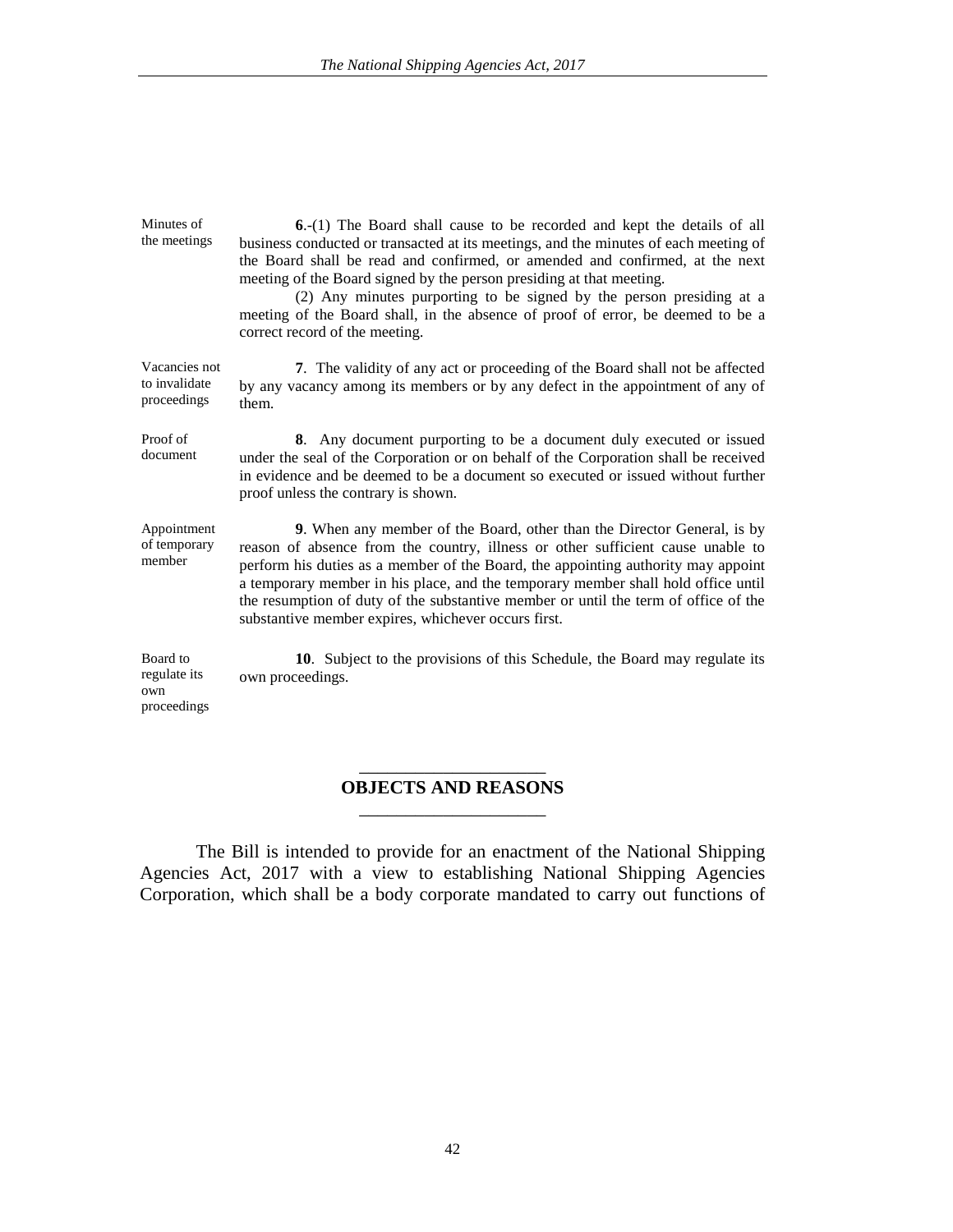Minutes of the meetings

**6**.-(1) The Board shall cause to be recorded and kept the details of all business conducted or transacted at its meetings, and the minutes of each meeting of the Board shall be read and confirmed, or amended and confirmed, at the next meeting of the Board signed by the person presiding at that meeting.

(2) Any minutes purporting to be signed by the person presiding at a meeting of the Board shall, in the absence of proof of error, be deemed to be a correct record of the meeting.

Vacancies not to invalidate proceedings

**7**. The validity of any act or proceeding of the Board shall not be affected by any vacancy among its members or by any defect in the appointment of any of them.

Proof of document

**8**. Any document purporting to be a document duly executed or issued under the seal of the Corporation or on behalf of the Corporation shall be received in evidence and be deemed to be a document so executed or issued without further proof unless the contrary is shown.

Appointment of temporary member

**9**. When any member of the Board, other than the Director General, is by reason of absence from the country, illness or other sufficient cause unable to perform his duties as a member of the Board, the appointing authority may appoint a temporary member in his place, and the temporary member shall hold office until the resumption of duty of the substantive member or until the term of office of the substantive member expires, whichever occurs first.

Board to regulate its own proceedings

**10**. Subject to the provisions of this Schedule, the Board may regulate its own proceedings.

______________________

## OBJECTS AND REASONS

______________________

The Bill is intended to provide for an enactment of the National Shipping Agencies Act, 2017 with a view to establishing National Shipping Agencies Corporation, which shall be a body corporate mandated to carry out functions of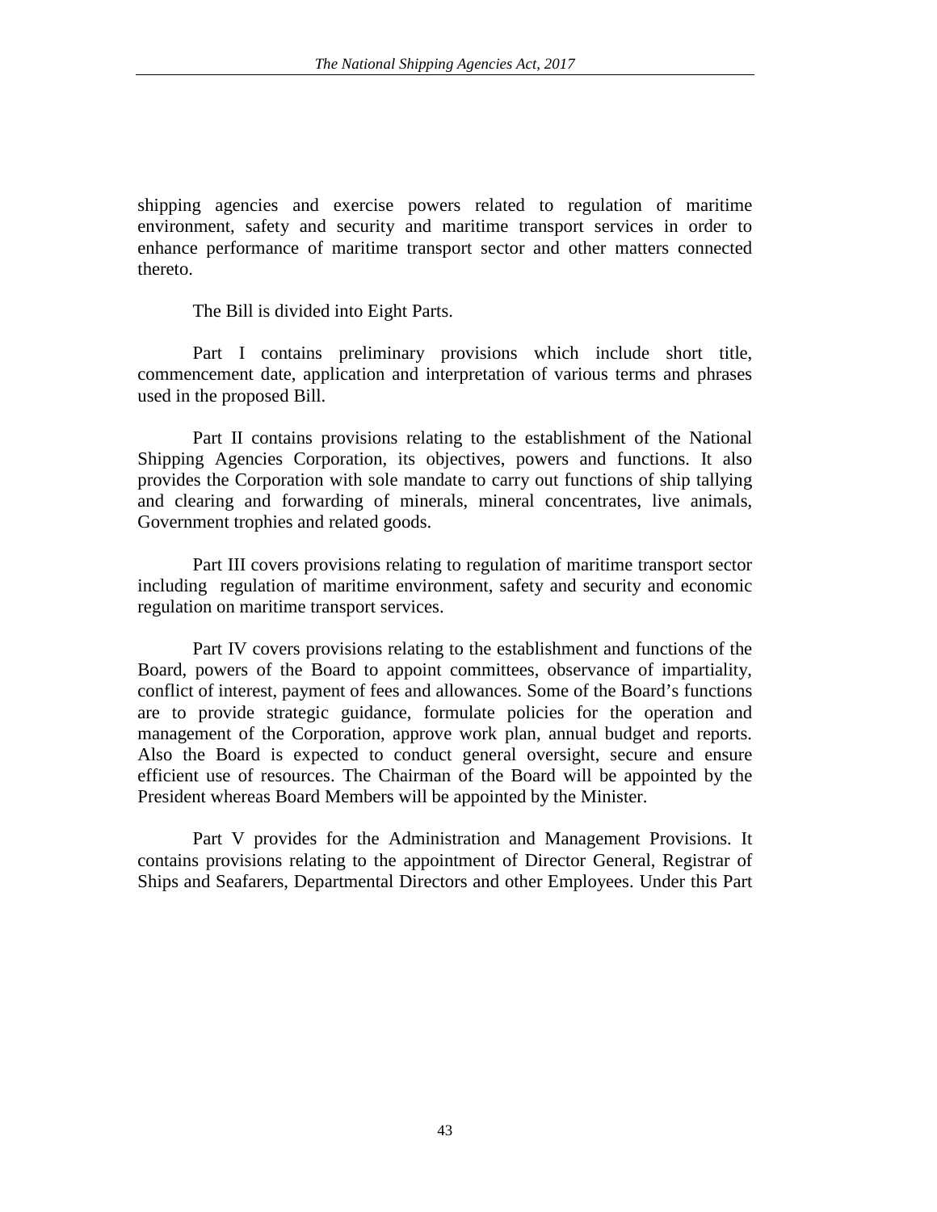shipping agencies and exercise powers related to regulation of maritime environment, safety and security and maritime transport services in order to enhance performance of maritime transport sector and other matters connected thereto.

The Bill is divided into Eight Parts.

Part I contains preliminary provisions which include short title, commencement date, application and interpretation of various terms and phrases used in the proposed Bill.

Part II contains provisions relating to the establishment of the National Shipping Agencies Corporation, its objectives, powers and functions. It also provides the Corporation with sole mandate to carry out functions of ship tallying and clearing and forwarding of minerals, mineral concentrates, live animals, Government trophies and related goods.

Part III covers provisions relating to regulation of maritime transport sector including regulation of maritime environment, safety and security and economic regulation on maritime transport services.

Part IV covers provisions relating to the establishment and functions of the Board, powers of the Board to appoint committees, observance of impartiality, conflict of interest, payment of fees and allowances. Some of the Board's functions are to provide strategic guidance, formulate policies for the operation and management of the Corporation, approve work plan, annual budget and reports. Also the Board is expected to conduct general oversight, secure and ensure efficient use of resources. The Chairman of the Board will be appointed by the President whereas Board Members will be appointed by the Minister.

Part V provides for the Administration and Management Provisions. It contains provisions relating to the appointment of Director General, Registrar of Ships and Seafarers, Departmental Directors and other Employees. Under this Part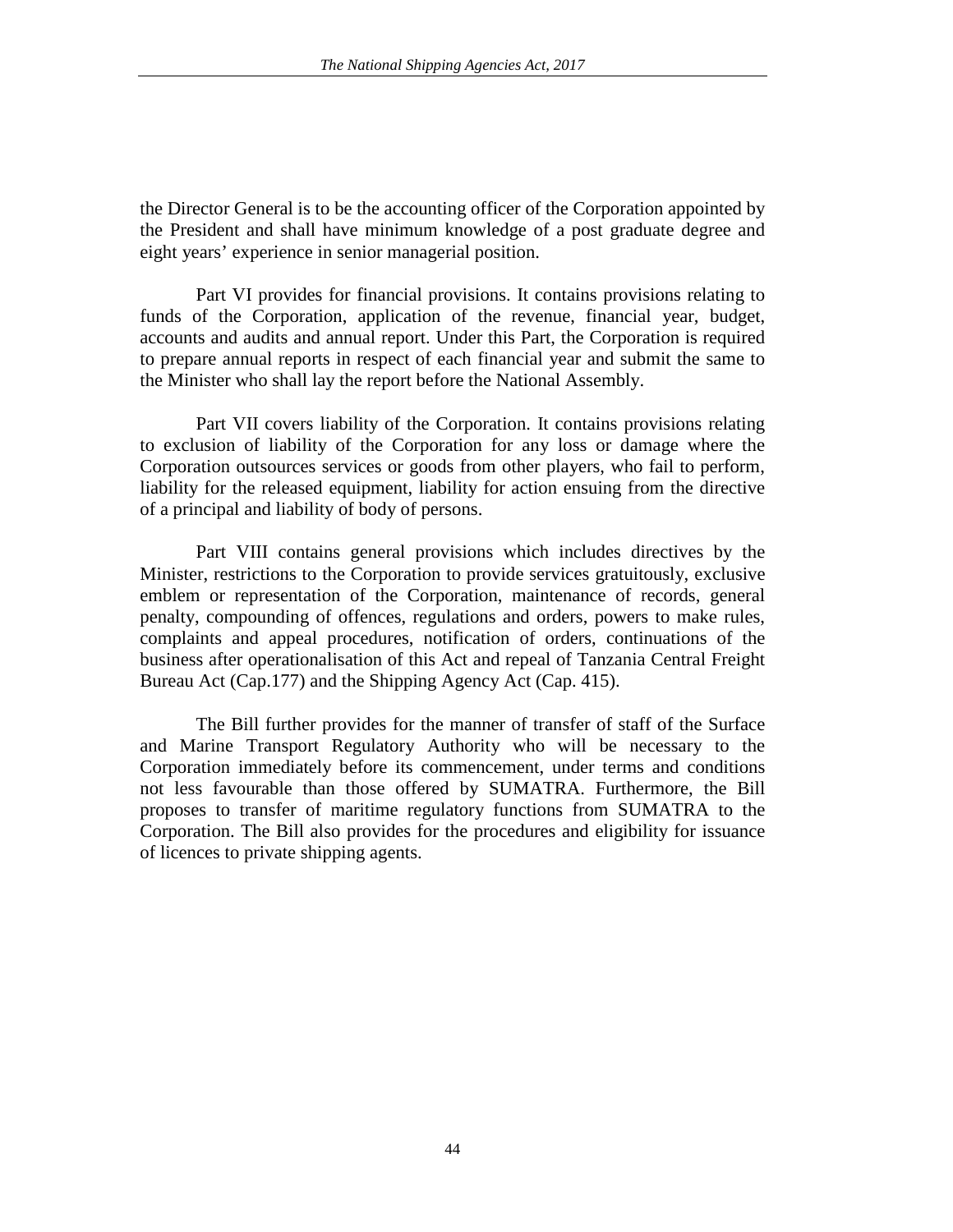the Director General is to be the accounting officer of the Corporation appointed by the President and shall have minimum knowledge of a post graduate degree and eight years' experience in senior managerial position.

Part VI provides for financial provisions. It contains provisions relating to funds of the Corporation, application of the revenue, financial year, budget, accounts and audits and annual report. Under this Part, the Corporation is required to prepare annual reports in respect of each financial year and submit the same to the Minister who shall lay the report before the National Assembly.

Part VII covers liability of the Corporation. It contains provisions relating to exclusion of liability of the Corporation for any loss or damage where the Corporation outsources services or goods from other players, who fail to perform, liability for the released equipment, liability for action ensuing from the directive of a principal and liability of body of persons.

Part VIII contains general provisions which includes directives by the Minister, restrictions to the Corporation to provide services gratuitously, exclusive emblem or representation of the Corporation, maintenance of records, general penalty, compounding of offences, regulations and orders, powers to make rules, complaints and appeal procedures, notification of orders, continuations of the business after operationalisation of this Act and repeal of Tanzania Central Freight Bureau Act (Cap.177) and the Shipping Agency Act (Cap. 415).

The Bill further provides for the manner of transfer of staff of the Surface and Marine Transport Regulatory Authority who will be necessary to the Corporation immediately before its commencement, under terms and conditions not less favourable than those offered by SUMATRA. Furthermore, the Bill proposes to transfer of maritime regulatory functions from SUMATRA to the Corporation. The Bill also provides for the procedures and eligibility for issuance of licences to private shipping agents.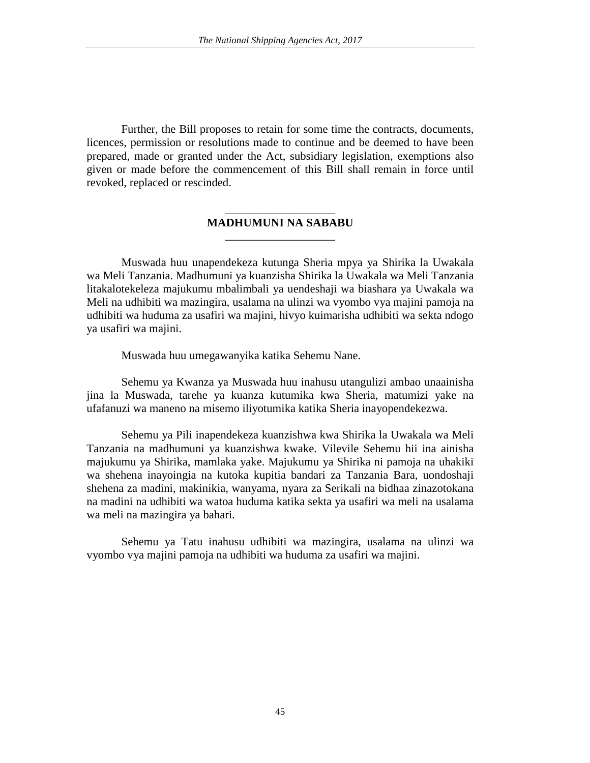Further, the Bill proposes to retain for some time the contracts, documents, licences, permission or resolutions made to continue and be deemed to have been prepared, made or granted under the Act, subsidiary legislation, exemptions also given or made before the commencement of this Bill shall remain in force until revoked, replaced or rescinded.

## MADHUMUNI NA SABABU

Muswada huu unapendekeza kutunga Sheria mpya ya Shirika la Uwakala wa Meli Tanzania. Madhumuni ya kuanzisha Shirika la Uwakala wa Meli Tanzania litakalotekeleza majukumu mbalimbali ya uendeshaji wa biashara ya Uwakala wa Meli na udhibiti wa mazingira, usalama na ulinzi wa vyombo vya majini pamoja na udhibiti wa huduma za usafiri wa majini, hivyo kuimarisha udhibiti wa sekta ndogo ya usafiri wa majini.

Muswada huu umegawanyika katika Sehemu Nane.

Sehemu ya Kwanza ya Muswada huu inahusu utangulizi ambao unaainisha jina la Muswada, tarehe ya kuanza kutumika kwa Sheria, matumizi yake na ufafanuzi wa maneno na misemo iliyotumika katika Sheria inayopendekezwa.

Sehemu ya Pili inapendekeza kuanzishwa kwa Shirika la Uwakala wa Meli Tanzania na madhumuni ya kuanzishwa kwake. Vilevile Sehemu hii ina ainisha majukumu ya Shirika, mamlaka yake. Majukumu ya Shirika ni pamoja na uhakiki wa shehena inayoingia na kutoka kupitia bandari za Tanzania Bara, uondoshaji shehena za madini, makinikia, wanyama, nyara za Serikali na bidhaa zinazotokana na madini na udhibiti wa watoa huduma katika sekta ya usafiri wa meli na usalama wa meli na mazingira ya bahari.

Sehemu ya Tatu inahusu udhibiti wa mazingira, usalama na ulinzi wa vyombo vya majini pamoja na udhibiti wa huduma za usafiri wa majini.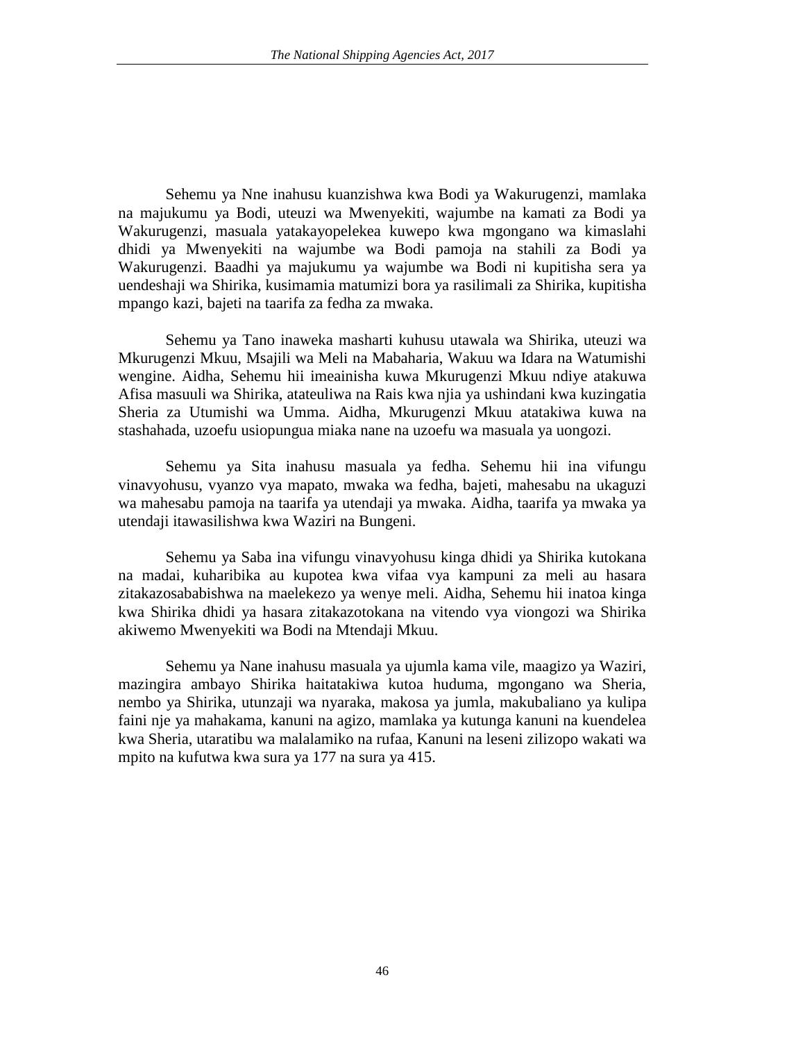Sehemu ya Nne inahusu kuanzishwa kwa Bodi ya Wakurugenzi, mamlaka na majukumu ya Bodi, uteuzi wa Mwenyekiti, wajumbe na kamati za Bodi ya Wakurugenzi, masuala yatakayopelekea kuwepo kwa mgongano wa kimaslahi dhidi ya Mwenyekiti na wajumbe wa Bodi pamoja na stahili za Bodi ya Wakurugenzi. Baadhi ya majukumu ya wajumbe wa Bodi ni kupitisha sera ya uendeshaji wa Shirika, kusimamia matumizi bora ya rasilimali za Shirika, kupitisha mpango kazi, bajeti na taarifa za fedha za mwaka.

Sehemu ya Tano inaweka masharti kuhusu utawala wa Shirika, uteuzi wa Mkurugenzi Mkuu, Msajili wa Meli na Mabaharia, Wakuu wa Idara na Watumishi wengine. Aidha, Sehemu hii imeainisha kuwa Mkurugenzi Mkuu ndiye atakuwa Afisa masuuli wa Shirika, atateuliwa na Rais kwa njia ya ushindani kwa kuzingatia Sheria za Utumishi wa Umma. Aidha, Mkurugenzi Mkuu atatakiwa kuwa na stashahada, uzoefu usiopungua miaka nane na uzoefu wa masuala ya uongozi.

Sehemu ya Sita inahusu masuala ya fedha. Sehemu hii ina vifungu vinavyohusu, vyanzo vya mapato, mwaka wa fedha, bajeti, mahesabu na ukaguzi wa mahesabu pamoja na taarifa ya utendaji ya mwaka. Aidha, taarifa ya mwaka ya utendaji itawasilishwa kwa Waziri na Bungeni.

Sehemu ya Saba ina vifungu vinavyohusu kinga dhidi ya Shirika kutokana na madai, kuharibika au kupotea kwa vifaa vya kampuni za meli au hasara zitakazosababishwa na maelekezo ya wenye meli. Aidha, Sehemu hii inatoa kinga kwa Shirika dhidi ya hasara zitakazotokana na vitendo vya viongozi wa Shirika akiwemo Mwenyekiti wa Bodi na Mtendaji Mkuu.

Sehemu ya Nane inahusu masuala ya ujumla kama vile, maagizo ya Waziri, mazingira ambayo Shirika haitatakiwa kutoa huduma, mgongano wa Sheria, nembo ya Shirika, utunzaji wa nyaraka, makosa ya jumla, makubaliano ya kulipa faini nje ya mahakama, kanuni na agizo, mamlaka ya kutunga kanuni na kuendelea kwa Sheria, utaratibu wa malalamiko na rufaa, Kanuni na leseni zilizopo wakati wa mpito na kufutwa kwa sura ya 177 na sura ya 415.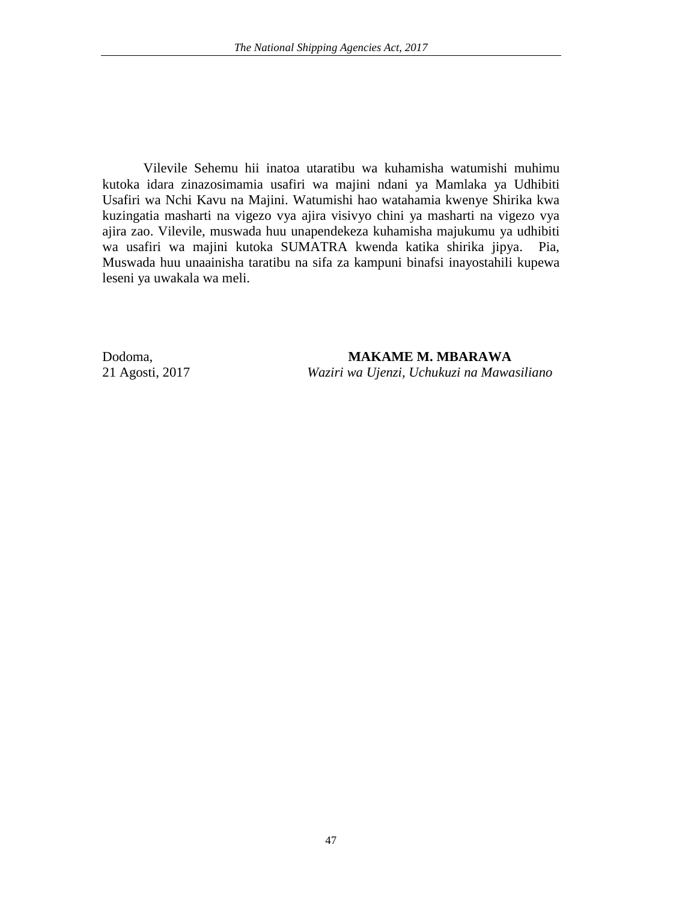Vilevile Sehemu hii inatoa utaratibu wa kuhamisha watumishi muhimu kutoka idara zinazosimamia usafiri wa majini ndani ya Mamlaka ya Udhibiti Usafiri wa Nchi Kavu na Majini. Watumishi hao watahamia kwenye Shirika kwa kuzingatia masharti na vigezo vya ajira visivyo chini ya masharti na vigezo vya ajira zao. Vilevile, muswada huu unapendekeza kuhamisha majukumu ya udhibiti wa usafiri wa majini kutoka SUMATRA kwenda katika shirika jipya. Pia, Muswada huu unaainisha taratibu na sifa za kampuni binafsi inayostahili kupewa leseni ya uwakala wa meli.

Dodoma,
21 Agosti, 2017

**MAKAME M. MBARAWA**
*Waziri wa Ujenzi, Uchukuzi na Mawasiliano*